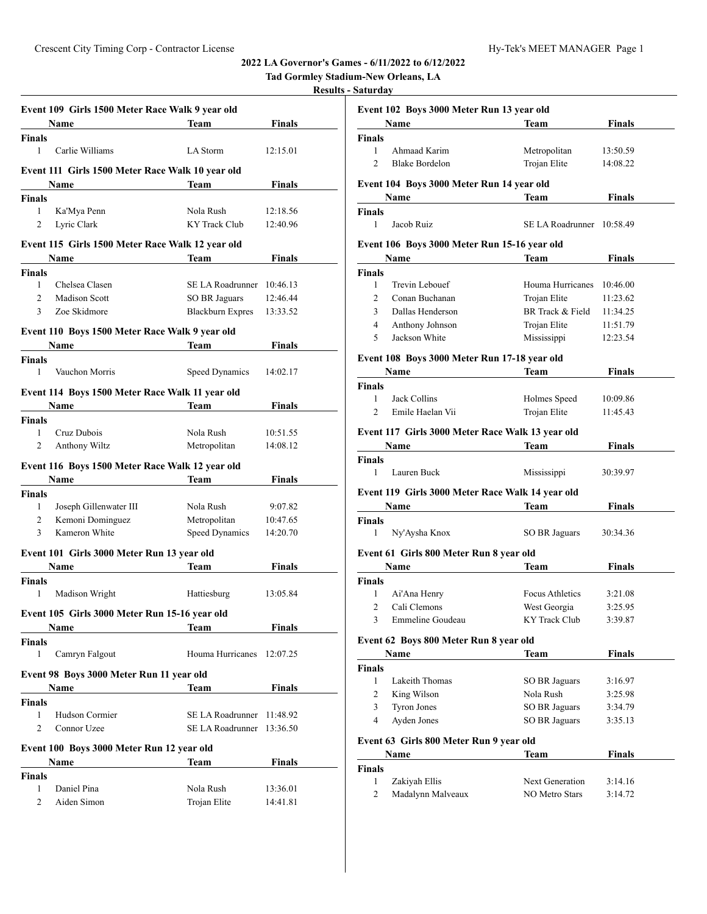# 2022 LA Governor's Games - 6/11/2022 to 6/12/2022

## Tad Gormley Stadium-New Orleans, LA

### Results - Saturday

#### Event 109 Girls 1500 Meter Race Walk 9 year old

| | Name | Team | Finals |
|---|---|---|---|
| **Finals** | | | |
| 1 | Carlie Williams | LA Storm | 12:15.01 |

#### Event 111 Girls 1500 Meter Race Walk 10 year old

| | Name | Team | Finals |
|---|---|---|---|
| **Finals** | | | |
| 1 | Ka'Mya Penn | Nola Rush | 12:18.56 |
| 2 | Lyric Clark | KY Track Club | 12:40.96 |

#### Event 115 Girls 1500 Meter Race Walk 12 year old

| | Name | Team | Finals |
|---|---|---|---|
| **Finals** | | | |
| 1 | Chelsea Clasen | SE LA Roadrunner | 10:46.13 |
| 2 | Madison Scott | SO BR Jaguars | 12:46.44 |
| 3 | Zoe Skidmore | Blackburn Expres | 13:33.52 |

#### Event 110 Boys 1500 Meter Race Walk 9 year old

| | Name | Team | Finals |
|---|---|---|---|
| **Finals** | | | |
| 1 | Vauchon Morris | Speed Dynamics | 14:02.17 |

#### Event 114 Boys 1500 Meter Race Walk 11 year old

| | Name | Team | Finals |
|---|---|---|---|
| **Finals** | | | |
| 1 | Cruz Dubois | Nola Rush | 10:51.55 |
| 2 | Anthony Wiltz | Metropolitan | 14:08.12 |

#### Event 116 Boys 1500 Meter Race Walk 12 year old

| | Name | Team | Finals |
|---|---|---|---|
| **Finals** | | | |
| 1 | Joseph Gillenwater III | Nola Rush | 9:07.82 |
| 2 | Kemoni Dominguez | Metropolitan | 10:47.65 |
| 3 | Kameron White | Speed Dynamics | 14:20.70 |

#### Event 101 Girls 3000 Meter Run 13 year old

| | Name | Team | Finals |
|---|---|---|---|
| **Finals** | | | |
| 1 | Madison Wright | Hattiesburg | 13:05.84 |

#### Event 105 Girls 3000 Meter Run 15-16 year old

| | Name | Team | Finals |
|---|---|---|---|
| **Finals** | | | |
| 1 | Camryn Falgout | Houma Hurricanes | 12:07.25 |

#### Event 98 Boys 3000 Meter Run 11 year old

| | Name | Team | Finals |
|---|---|---|---|
| **Finals** | | | |
| 1 | Hudson Cormier | SE LA Roadrunner | 11:48.92 |
| 2 | Connor Uzee | SE LA Roadrunner | 13:36.50 |

#### Event 100 Boys 3000 Meter Run 12 year old

| | Name | Team | Finals |
|---|---|---|---|
| **Finals** | | | |
| 1 | Daniel Pina | Nola Rush | 13:36.01 |
| 2 | Aiden Simon | Trojan Elite | 14:41.81 |

#### Event 102 Boys 3000 Meter Run 13 year old

| | Name | Team | Finals |
|---|---|---|---|
| **Finals** | | | |
| 1 | Ahmaad Karim | Metropolitan | 13:50.59 |
| 2 | Blake Bordelon | Trojan Elite | 14:08.22 |

#### Event 104 Boys 3000 Meter Run 14 year old

| | Name | Team | Finals |
|---|---|---|---|
| **Finals** | | | |
| 1 | Jacob Ruiz | SE LA Roadrunner | 10:58.49 |

#### Event 106 Boys 3000 Meter Run 15-16 year old

| | Name | Team | Finals |
|---|---|---|---|
| **Finals** | | | |
| 1 | Trevin Lebouef | Houma Hurricanes | 10:46.00 |
| 2 | Conan Buchanan | Trojan Elite | 11:23.62 |
| 3 | Dallas Henderson | BR Track & Field | 11:34.25 |
| 4 | Anthony Johnson | Trojan Elite | 11:51.79 |
| 5 | Jackson White | Mississippi | 12:23.54 |

#### Event 108 Boys 3000 Meter Run 17-18 year old

| | Name | Team | Finals |
|---|---|---|---|
| **Finals** | | | |
| 1 | Jack Collins | Holmes Speed | 10:09.86 |
| 2 | Emile Haelan Vii | Trojan Elite | 11:45.43 |

#### Event 117 Girls 3000 Meter Race Walk 13 year old

| | Name | Team | Finals |
|---|---|---|---|
| **Finals** | | | |
| 1 | Lauren Buck | Mississippi | 30:39.97 |

#### Event 119 Girls 3000 Meter Race Walk 14 year old

| | Name | Team | Finals |
|---|---|---|---|
| **Finals** | | | |
| 1 | Ny'Aysha Knox | SO BR Jaguars | 30:34.36 |

#### Event 61 Girls 800 Meter Run 8 year old

| | Name | Team | Finals |
|---|---|---|---|
| **Finals** | | | |
| 1 | Ai'Ana Henry | Focus Athletics | 3:21.08 |
| 2 | Cali Clemons | West Georgia | 3:25.95 |
| 3 | Emmeline Goudeau | KY Track Club | 3:39.87 |

#### Event 62 Boys 800 Meter Run 8 year old

| | Name | Team | Finals |
|---|---|---|---|
| **Finals** | | | |
| 1 | Lakeith Thomas | SO BR Jaguars | 3:16.97 |
| 2 | King Wilson | Nola Rush | 3:25.98 |
| 3 | Tyron Jones | SO BR Jaguars | 3:34.79 |
| 4 | Ayden Jones | SO BR Jaguars | 3:35.13 |

#### Event 63 Girls 800 Meter Run 9 year old

| | Name | Team | Finals |
|---|---|---|---|
| **Finals** | | | |
| 1 | Zakiyah Ellis | Next Generation | 3:14.16 |
| 2 | Madalynn Malveaux | NO Metro Stars | 3:14.72 |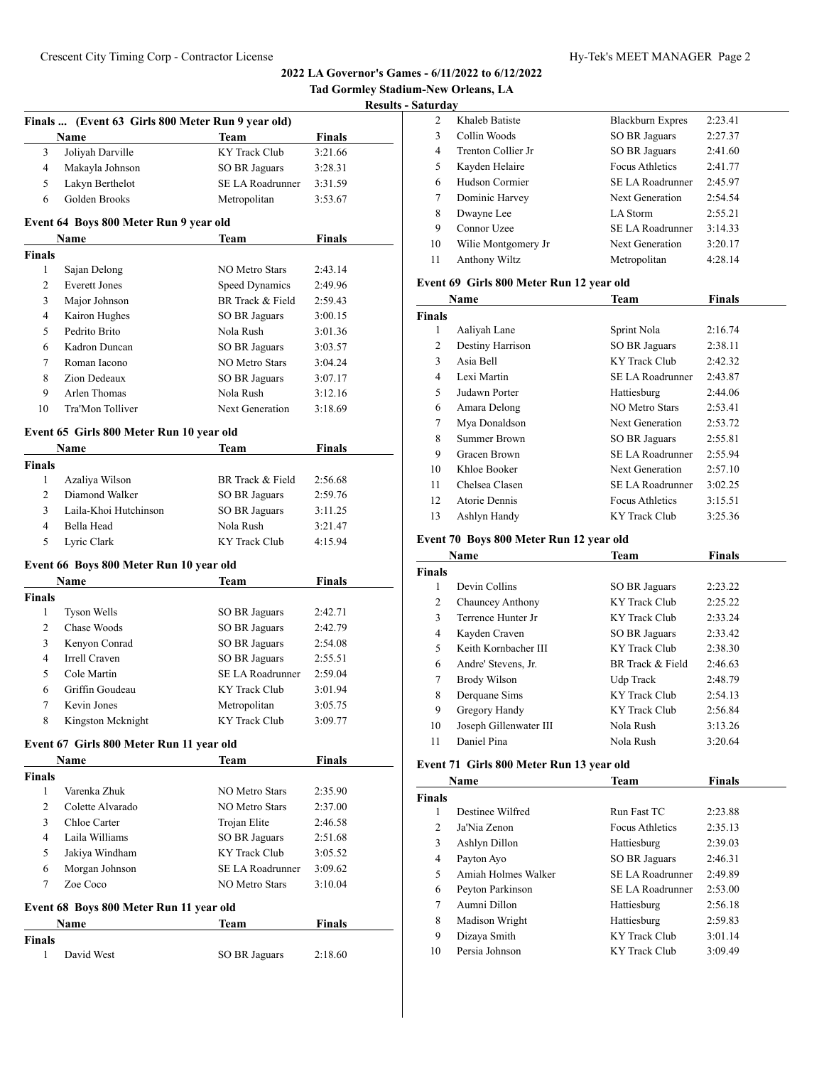## 2022 LA Governor's Games - 6/11/2022 to 6/12/2022

**Tad Gormley Stadium-New Orleans, LA**

**Results - Saturday**

### Finals ... (Event 63 Girls 800 Meter Run 9 year old)

| | Name | Team | Finals |
|---|---|---|---|
| 3 | Joliyah Darville | KY Track Club | 3:21.66 |
| 4 | Makayla Johnson | SO BR Jaguars | 3:28.31 |
| 5 | Lakyn Berthelot | SE LA Roadrunner | 3:31.59 |
| 6 | Golden Brooks | Metropolitan | 3:53.67 |

### Event 64 Boys 800 Meter Run 9 year old

| | Name | Team | Finals |
|---|---|---|---|
| **Finals** | | | |
| 1 | Sajan Delong | NO Metro Stars | 2:43.14 |
| 2 | Everett Jones | Speed Dynamics | 2:49.96 |
| 3 | Major Johnson | BR Track & Field | 2:59.43 |
| 4 | Kairon Hughes | SO BR Jaguars | 3:00.15 |
| 5 | Pedrito Brito | Nola Rush | 3:01.36 |
| 6 | Kadron Duncan | SO BR Jaguars | 3:03.57 |
| 7 | Roman Iacono | NO Metro Stars | 3:04.24 |
| 8 | Zion Dedeaux | SO BR Jaguars | 3:07.17 |
| 9 | Arlen Thomas | Nola Rush | 3:12.16 |
| 10 | Tra'Mon Tolliver | Next Generation | 3:18.69 |

### Event 65 Girls 800 Meter Run 10 year old

| | Name | Team | Finals |
|---|---|---|---|
| **Finals** | | | |
| 1 | Azaliya Wilson | BR Track & Field | 2:56.68 |
| 2 | Diamond Walker | SO BR Jaguars | 2:59.76 |
| 3 | Laila-Khoi Hutchinson | SO BR Jaguars | 3:11.25 |
| 4 | Bella Head | Nola Rush | 3:21.47 |
| 5 | Lyric Clark | KY Track Club | 4:15.94 |

### Event 66 Boys 800 Meter Run 10 year old

| | Name | Team | Finals |
|---|---|---|---|
| **Finals** | | | |
| 1 | Tyson Wells | SO BR Jaguars | 2:42.71 |
| 2 | Chase Woods | SO BR Jaguars | 2:42.79 |
| 3 | Kenyon Conrad | SO BR Jaguars | 2:54.08 |
| 4 | Irrell Craven | SO BR Jaguars | 2:55.51 |
| 5 | Cole Martin | SE LA Roadrunner | 2:59.04 |
| 6 | Griffin Goudeau | KY Track Club | 3:01.94 |
| 7 | Kevin Jones | Metropolitan | 3:05.75 |
| 8 | Kingston Mcknight | KY Track Club | 3:09.77 |

### Event 67 Girls 800 Meter Run 11 year old

| | Name | Team | Finals |
|---|---|---|---|
| **Finals** | | | |
| 1 | Varenka Zhuk | NO Metro Stars | 2:35.90 |
| 2 | Colette Alvarado | NO Metro Stars | 2:37.00 |
| 3 | Chloe Carter | Trojan Elite | 2:46.58 |
| 4 | Laila Williams | SO BR Jaguars | 2:51.68 |
| 5 | Jakiya Windham | KY Track Club | 3:05.52 |
| 6 | Morgan Johnson | SE LA Roadrunner | 3:09.62 |
| 7 | Zoe Coco | NO Metro Stars | 3:10.04 |

### Event 68 Boys 800 Meter Run 11 year old

| | Name | Team | Finals |
|---|---|---|---|
| **Finals** | | | |
| 1 | David West | SO BR Jaguars | 2:18.60 |
| 2 | Khaleb Batiste | Blackburn Expres | 2:23.41 |
| 3 | Collin Woods | SO BR Jaguars | 2:27.37 |
| 4 | Trenton Collier Jr | SO BR Jaguars | 2:41.60 |
| 5 | Kayden Helaire | Focus Athletics | 2:41.77 |
| 6 | Hudson Cormier | SE LA Roadrunner | 2:45.97 |
| 7 | Dominic Harvey | Next Generation | 2:54.54 |
| 8 | Dwayne Lee | LA Storm | 2:55.21 |
| 9 | Connor Uzee | SE LA Roadrunner | 3:14.33 |
| 10 | Wilie Montgomery Jr | Next Generation | 3:20.17 |
| 11 | Anthony Wiltz | Metropolitan | 4:28.14 |

### Event 69 Girls 800 Meter Run 12 year old

| | Name | Team | Finals |
|---|---|---|---|
| **Finals** | | | |
| 1 | Aaliyah Lane | Sprint Nola | 2:16.74 |
| 2 | Destiny Harrison | SO BR Jaguars | 2:38.11 |
| 3 | Asia Bell | KY Track Club | 2:42.32 |
| 4 | Lexi Martin | SE LA Roadrunner | 2:43.87 |
| 5 | Judawn Porter | Hattiesburg | 2:44.06 |
| 6 | Amara Delong | NO Metro Stars | 2:53.41 |
| 7 | Mya Donaldson | Next Generation | 2:53.72 |
| 8 | Summer Brown | SO BR Jaguars | 2:55.81 |
| 9 | Gracen Brown | SE LA Roadrunner | 2:55.94 |
| 10 | Khloe Booker | Next Generation | 2:57.10 |
| 11 | Chelsea Clasen | SE LA Roadrunner | 3:02.25 |
| 12 | Atorie Dennis | Focus Athletics | 3:15.51 |
| 13 | Ashlyn Handy | KY Track Club | 3:25.36 |

### Event 70 Boys 800 Meter Run 12 year old

| | Name | Team | Finals |
|---|---|---|---|
| **Finals** | | | |
| 1 | Devin Collins | SO BR Jaguars | 2:23.22 |
| 2 | Chauncey Anthony | KY Track Club | 2:25.22 |
| 3 | Terrence Hunter Jr | KY Track Club | 2:33.24 |
| 4 | Kayden Craven | SO BR Jaguars | 2:33.42 |
| 5 | Keith Kornbacher III | KY Track Club | 2:38.30 |
| 6 | Andre' Stevens, Jr. | BR Track & Field | 2:46.63 |
| 7 | Brody Wilson | Udp Track | 2:48.79 |
| 8 | Derquane Sims | KY Track Club | 2:54.13 |
| 9 | Gregory Handy | KY Track Club | 2:56.84 |
| 10 | Joseph Gillenwater III | Nola Rush | 3:13.26 |
| 11 | Daniel Pina | Nola Rush | 3:20.64 |

### Event 71 Girls 800 Meter Run 13 year old

| | Name | Team | Finals |
|---|---|---|---|
| **Finals** | | | |
| 1 | Destinee Wilfred | Run Fast TC | 2:23.88 |
| 2 | Ja'Nia Zenon | Focus Athletics | 2:35.13 |
| 3 | Ashlyn Dillon | Hattiesburg | 2:39.03 |
| 4 | Payton Ayo | SO BR Jaguars | 2:46.31 |
| 5 | Amiah Holmes Walker | SE LA Roadrunner | 2:49.89 |
| 6 | Peyton Parkinson | SE LA Roadrunner | 2:53.00 |
| 7 | Aumni Dillon | Hattiesburg | 2:56.18 |
| 8 | Madison Wright | Hattiesburg | 2:59.83 |
| 9 | Dizaya Smith | KY Track Club | 3:01.14 |
| 10 | Persia Johnson | KY Track Club | 3:09.49 |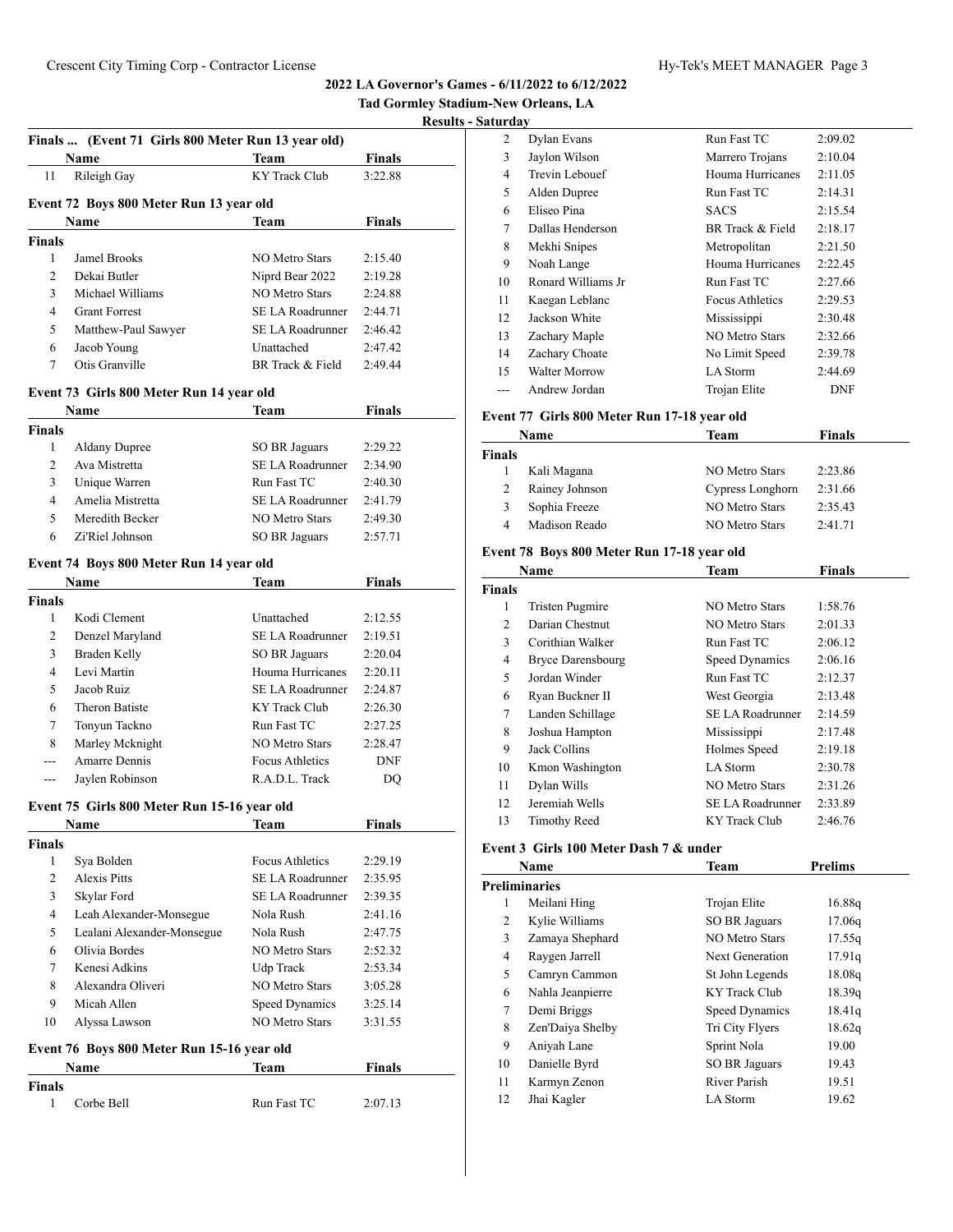**2022 LA Governor's Games - 6/11/2022 to 6/12/2022**

**Tad Gormley Stadium-New Orleans, LA**

**Results - Saturday**

### Finals ... (Event 71 Girls 800 Meter Run 13 year old)

| | Name | Team | Finals |
|---|---|---|---|
| 11 | Rileigh Gay | KY Track Club | 3:22.88 |

### Event 72 Boys 800 Meter Run 13 year old

| | Name | Team | Finals |
|---|---|---|---|
| **Finals** | | | |
| 1 | Jamel Brooks | NO Metro Stars | 2:15.40 |
| 2 | Dekai Butler | Niprd Bear 2022 | 2:19.28 |
| 3 | Michael Williams | NO Metro Stars | 2:24.88 |
| 4 | Grant Forrest | SE LA Roadrunner | 2:44.71 |
| 5 | Matthew-Paul Sawyer | SE LA Roadrunner | 2:46.42 |
| 6 | Jacob Young | Unattached | 2:47.42 |
| 7 | Otis Granville | BR Track & Field | 2:49.44 |

### Event 73 Girls 800 Meter Run 14 year old

| | Name | Team | Finals |
|---|---|---|---|
| **Finals** | | | |
| 1 | Aldany Dupree | SO BR Jaguars | 2:29.22 |
| 2 | Ava Mistretta | SE LA Roadrunner | 2:34.90 |
| 3 | Unique Warren | Run Fast TC | 2:40.30 |
| 4 | Amelia Mistretta | SE LA Roadrunner | 2:41.79 |
| 5 | Meredith Becker | NO Metro Stars | 2:49.30 |
| 6 | Zi'Riel Johnson | SO BR Jaguars | 2:57.71 |

### Event 74 Boys 800 Meter Run 14 year old

| | Name | Team | Finals |
|---|---|---|---|
| **Finals** | | | |
| 1 | Kodi Clement | Unattached | 2:12.55 |
| 2 | Denzel Maryland | SE LA Roadrunner | 2:19.51 |
| 3 | Braden Kelly | SO BR Jaguars | 2:20.04 |
| 4 | Levi Martin | Houma Hurricanes | 2:20.11 |
| 5 | Jacob Ruiz | SE LA Roadrunner | 2:24.87 |
| 6 | Theron Batiste | KY Track Club | 2:26.30 |
| 7 | Tonyun Tackno | Run Fast TC | 2:27.25 |
| 8 | Marley Mcknight | NO Metro Stars | 2:28.47 |
| --- | Amarre Dennis | Focus Athletics | DNF |
| --- | Jaylen Robinson | R.A.D.L. Track | DQ |

### Event 75 Girls 800 Meter Run 15-16 year old

| | Name | Team | Finals |
|---|---|---|---|
| **Finals** | | | |
| 1 | Sya Bolden | Focus Athletics | 2:29.19 |
| 2 | Alexis Pitts | SE LA Roadrunner | 2:35.95 |
| 3 | Skylar Ford | SE LA Roadrunner | 2:39.35 |
| 4 | Leah Alexander-Monsegue | Nola Rush | 2:41.16 |
| 5 | Lealani Alexander-Monsegue | Nola Rush | 2:47.75 |
| 6 | Olivia Bordes | NO Metro Stars | 2:52.32 |
| 7 | Kenesi Adkins | Udp Track | 2:53.34 |
| 8 | Alexandra Oliveri | NO Metro Stars | 3:05.28 |
| 9 | Micah Allen | Speed Dynamics | 3:25.14 |
| 10 | Alyssa Lawson | NO Metro Stars | 3:31.55 |

### Event 76 Boys 800 Meter Run 15-16 year old

| | Name | Team | Finals |
|---|---|---|---|
| **Finals** | | | |
| 1 | Corbe Bell | Run Fast TC | 2:07.13 |
| 2 | Dylan Evans | Run Fast TC | 2:09.02 |
| 3 | Jaylon Wilson | Marrero Trojans | 2:10.04 |
| 4 | Trevin Lebouef | Houma Hurricanes | 2:11.05 |
| 5 | Alden Dupree | Run Fast TC | 2:14.31 |
| 6 | Eliseo Pina | SACS | 2:15.54 |
| 7 | Dallas Henderson | BR Track & Field | 2:18.17 |
| 8 | Mekhi Snipes | Metropolitan | 2:21.50 |
| 9 | Noah Lange | Houma Hurricanes | 2:22.45 |
| 10 | Ronard Williams Jr | Run Fast TC | 2:27.66 |
| 11 | Kaegan Leblanc | Focus Athletics | 2:29.53 |
| 12 | Jackson White | Mississippi | 2:30.48 |
| 13 | Zachary Maple | NO Metro Stars | 2:32.66 |
| 14 | Zachary Choate | No Limit Speed | 2:39.78 |
| 15 | Walter Morrow | LA Storm | 2:44.69 |
| --- | Andrew Jordan | Trojan Elite | DNF |

### Event 77 Girls 800 Meter Run 17-18 year old

| | Name | Team | Finals |
|---|---|---|---|
| **Finals** | | | |
| 1 | Kali Magana | NO Metro Stars | 2:23.86 |
| 2 | Rainey Johnson | Cypress Longhorn | 2:31.66 |
| 3 | Sophia Freeze | NO Metro Stars | 2:35.43 |
| 4 | Madison Reado | NO Metro Stars | 2:41.71 |

### Event 78 Boys 800 Meter Run 17-18 year old

| | Name | Team | Finals |
|---|---|---|---|
| **Finals** | | | |
| 1 | Tristen Pugmire | NO Metro Stars | 1:58.76 |
| 2 | Darian Chestnut | NO Metro Stars | 2:01.33 |
| 3 | Corithian Walker | Run Fast TC | 2:06.12 |
| 4 | Bryce Darensbourg | Speed Dynamics | 2:06.16 |
| 5 | Jordan Winder | Run Fast TC | 2:12.37 |
| 6 | Ryan Buckner II | West Georgia | 2:13.48 |
| 7 | Landen Schillage | SE LA Roadrunner | 2:14.59 |
| 8 | Joshua Hampton | Mississippi | 2:17.48 |
| 9 | Jack Collins | Holmes Speed | 2:19.18 |
| 10 | Kmon Washington | LA Storm | 2:30.78 |
| 11 | Dylan Wills | NO Metro Stars | 2:31.26 |
| 12 | Jeremiah Wells | SE LA Roadrunner | 2:33.89 |
| 13 | Timothy Reed | KY Track Club | 2:46.76 |

### Event 3 Girls 100 Meter Dash 7 & under

| | Name | Team | Prelims |
|---|---|---|---|
| **Preliminaries** | | | |
| 1 | Meilani Hing | Trojan Elite | 16.88q |
| 2 | Kylie Williams | SO BR Jaguars | 17.06q |
| 3 | Zamaya Shephard | NO Metro Stars | 17.55q |
| 4 | Raygen Jarrell | Next Generation | 17.91q |
| 5 | Camryn Cammon | St John Legends | 18.08q |
| 6 | Nahla Jeanpierre | KY Track Club | 18.39q |
| 7 | Demi Briggs | Speed Dynamics | 18.41q |
| 8 | Zen'Daiya Shelby | Tri City Flyers | 18.62q |
| 9 | Aniyah Lane | Sprint Nola | 19.00 |
| 10 | Danielle Byrd | SO BR Jaguars | 19.43 |
| 11 | Karmyn Zenon | River Parish | 19.51 |
| 12 | Jhai Kagler | LA Storm | 19.62 |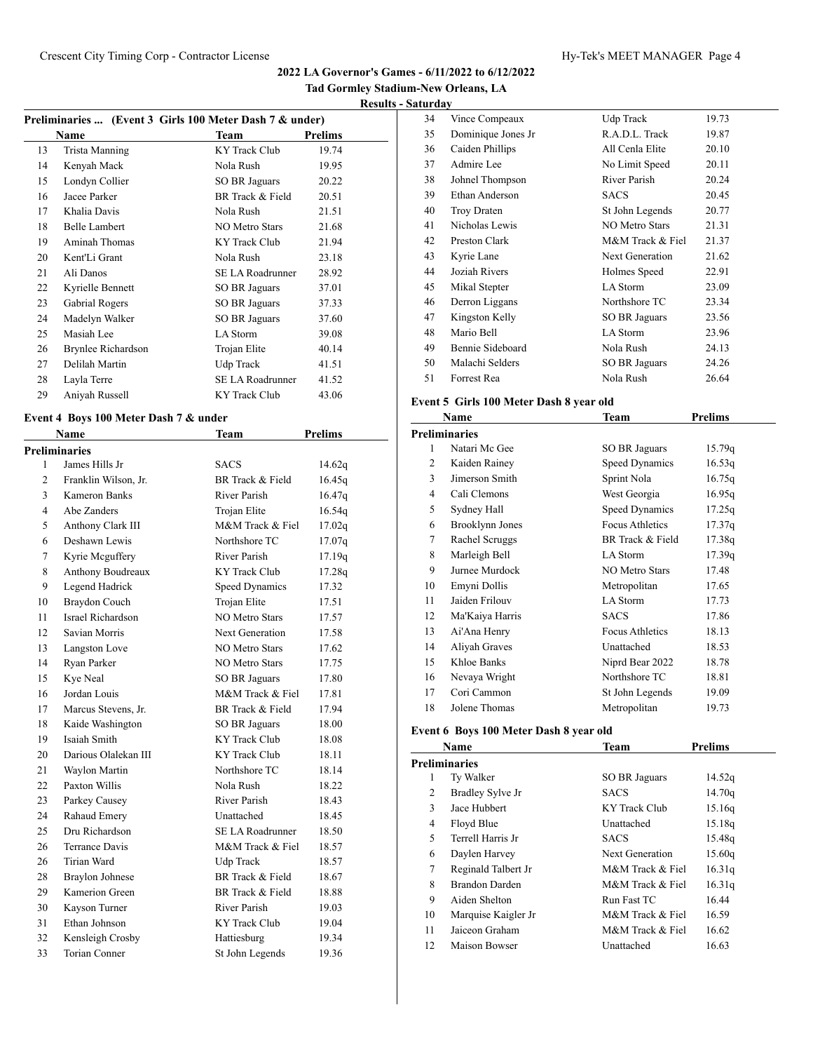**2022 LA Governor's Games - 6/11/2022 to 6/12/2022**

**Tad Gormley Stadium-New Orleans, LA**

**Results - Saturday**

### Preliminaries ... (Event 3 Girls 100 Meter Dash 7 & under)

| | Name | Team | Prelims |
|---|---|---|---|
| 13 | Trista Manning | KY Track Club | 19.74 |
| 14 | Kenyah Mack | Nola Rush | 19.95 |
| 15 | Londyn Collier | SO BR Jaguars | 20.22 |
| 16 | Jacee Parker | BR Track & Field | 20.51 |
| 17 | Khalia Davis | Nola Rush | 21.51 |
| 18 | Belle Lambert | NO Metro Stars | 21.68 |
| 19 | Aminah Thomas | KY Track Club | 21.94 |
| 20 | Kent'Li Grant | Nola Rush | 23.18 |
| 21 | Ali Danos | SE LA Roadrunner | 28.92 |
| 22 | Kyrielle Bennett | SO BR Jaguars | 37.01 |
| 23 | Gabrial Rogers | SO BR Jaguars | 37.33 |
| 24 | Madelyn Walker | SO BR Jaguars | 37.60 |
| 25 | Masiah Lee | LA Storm | 39.08 |
| 26 | Brynlee Richardson | Trojan Elite | 40.14 |
| 27 | Delilah Martin | Udp Track | 41.51 |
| 28 | Layla Terre | SE LA Roadrunner | 41.52 |
| 29 | Aniyah Russell | KY Track Club | 43.06 |

### Event 4 Boys 100 Meter Dash 7 & under

**Preliminaries**

| | Name | Team | Prelims |
|---|---|---|---|
| 1 | James Hills Jr | SACS | 14.62q |
| 2 | Franklin Wilson, Jr. | BR Track & Field | 16.45q |
| 3 | Kameron Banks | River Parish | 16.47q |
| 4 | Abe Zanders | Trojan Elite | 16.54q |
| 5 | Anthony Clark III | M&M Track & Fiel | 17.02q |
| 6 | Deshawn Lewis | Northshore TC | 17.07q |
| 7 | Kyrie Mcguffery | River Parish | 17.19q |
| 8 | Anthony Boudreaux | KY Track Club | 17.28q |
| 9 | Legend Hadrick | Speed Dynamics | 17.32 |
| 10 | Braydon Couch | Trojan Elite | 17.51 |
| 11 | Israel Richardson | NO Metro Stars | 17.57 |
| 12 | Savian Morris | Next Generation | 17.58 |
| 13 | Langston Love | NO Metro Stars | 17.62 |
| 14 | Ryan Parker | NO Metro Stars | 17.75 |
| 15 | Kye Neal | SO BR Jaguars | 17.80 |
| 16 | Jordan Louis | M&M Track & Fiel | 17.81 |
| 17 | Marcus Stevens, Jr. | BR Track & Field | 17.94 |
| 18 | Kaide Washington | SO BR Jaguars | 18.00 |
| 19 | Isaiah Smith | KY Track Club | 18.08 |
| 20 | Darious Olalekan III | KY Track Club | 18.11 |
| 21 | Waylon Martin | Northshore TC | 18.14 |
| 22 | Paxton Willis | Nola Rush | 18.22 |
| 23 | Parkey Causey | River Parish | 18.43 |
| 24 | Rahaud Emery | Unattached | 18.45 |
| 25 | Dru Richardson | SE LA Roadrunner | 18.50 |
| 26 | Terrance Davis | M&M Track & Fiel | 18.57 |
| 26 | Tirian Ward | Udp Track | 18.57 |
| 28 | Braylon Johnese | BR Track & Field | 18.67 |
| 29 | Kamerion Green | BR Track & Field | 18.88 |
| 30 | Kayson Turner | River Parish | 19.03 |
| 31 | Ethan Johnson | KY Track Club | 19.04 |
| 32 | Kensleigh Crosby | Hattiesburg | 19.34 |
| 33 | Torian Conner | St John Legends | 19.36 |
| 34 | Vince Compeaux | Udp Track | 19.73 |
| 35 | Dominique Jones Jr | R.A.D.L. Track | 19.87 |
| 36 | Caiden Phillips | All Cenla Elite | 20.10 |
| 37 | Admire Lee | No Limit Speed | 20.11 |
| 38 | Johnel Thompson | River Parish | 20.24 |
| 39 | Ethan Anderson | SACS | 20.45 |
| 40 | Troy Draten | St John Legends | 20.77 |
| 41 | Nicholas Lewis | NO Metro Stars | 21.31 |
| 42 | Preston Clark | M&M Track & Fiel | 21.37 |
| 43 | Kyrie Lane | Next Generation | 21.62 |
| 44 | Joziah Rivers | Holmes Speed | 22.91 |
| 45 | Mikal Stepter | LA Storm | 23.09 |
| 46 | Derron Liggans | Northshore TC | 23.34 |
| 47 | Kingston Kelly | SO BR Jaguars | 23.56 |
| 48 | Mario Bell | LA Storm | 23.96 |
| 49 | Bennie Sideboard | Nola Rush | 24.13 |
| 50 | Malachi Selders | SO BR Jaguars | 24.26 |
| 51 | Forrest Rea | Nola Rush | 26.64 |

### Event 5 Girls 100 Meter Dash 8 year old

**Preliminaries**

| | Name | Team | Prelims |
|---|---|---|---|
| 1 | Natari Mc Gee | SO BR Jaguars | 15.79q |
| 2 | Kaiden Rainey | Speed Dynamics | 16.53q |
| 3 | Jimerson Smith | Sprint Nola | 16.75q |
| 4 | Cali Clemons | West Georgia | 16.95q |
| 5 | Sydney Hall | Speed Dynamics | 17.25q |
| 6 | Brooklynn Jones | Focus Athletics | 17.37q |
| 7 | Rachel Scruggs | BR Track & Field | 17.38q |
| 8 | Marleigh Bell | LA Storm | 17.39q |
| 9 | Jurnee Murdock | NO Metro Stars | 17.48 |
| 10 | Emyni Dollis | Metropolitan | 17.65 |
| 11 | Jaiden Frilouv | LA Storm | 17.73 |
| 12 | Ma'Kaiya Harris | SACS | 17.86 |
| 13 | Ai'Ana Henry | Focus Athletics | 18.13 |
| 14 | Aliyah Graves | Unattached | 18.53 |
| 15 | Khloe Banks | Niprd Bear 2022 | 18.78 |
| 16 | Nevaya Wright | Northshore TC | 18.81 |
| 17 | Cori Cammon | St John Legends | 19.09 |
| 18 | Jolene Thomas | Metropolitan | 19.73 |

### Event 6 Boys 100 Meter Dash 8 year old

**Preliminaries**

| | Name | Team | Prelims |
|---|---|---|---|
| 1 | Ty Walker | SO BR Jaguars | 14.52q |
| 2 | Bradley Sylve Jr | SACS | 14.70q |
| 3 | Jace Hubbert | KY Track Club | 15.16q |
| 4 | Floyd Blue | Unattached | 15.18q |
| 5 | Terrell Harris Jr | SACS | 15.48q |
| 6 | Daylen Harvey | Next Generation | 15.60q |
| 7 | Reginald Talbert Jr | M&M Track & Fiel | 16.31q |
| 8 | Brandon Darden | M&M Track & Fiel | 16.31q |
| 9 | Aiden Shelton | Run Fast TC | 16.44 |
| 10 | Marquise Kaigler Jr | M&M Track & Fiel | 16.59 |
| 11 | Jaiceon Graham | M&M Track & Fiel | 16.62 |
| 12 | Maison Bowser | Unattached | 16.63 |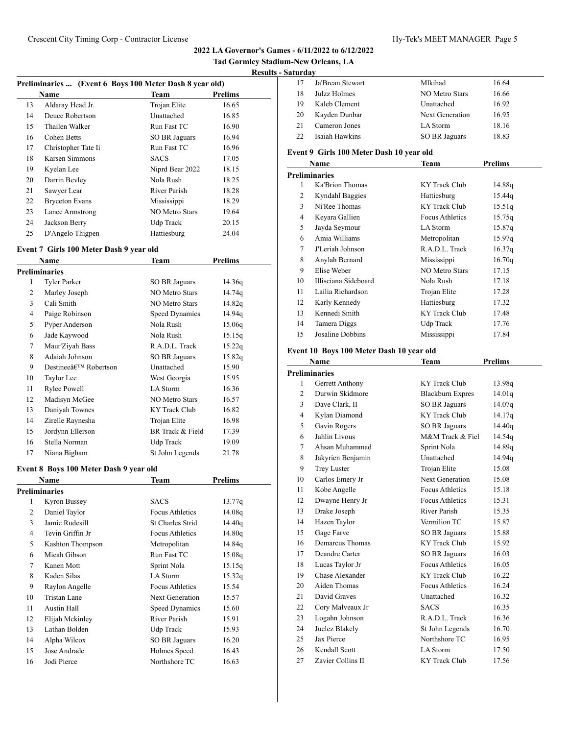**2022 LA Governor's Games - 6/11/2022 to 6/12/2022**

**Tad Gormley Stadium-New Orleans, LA**

**Results - Saturday**

### Preliminaries ... (Event 6 Boys 100 Meter Dash 8 year old)

| | Name | Team | Prelims |
|---|---|---|---|
| 13 | Aldaray Head Jr. | Trojan Elite | 16.65 |
| 14 | Deuce Robertson | Unattached | 16.85 |
| 15 | Thailen Walker | Run Fast TC | 16.90 |
| 16 | Cohen Betts | SO BR Jaguars | 16.94 |
| 17 | Christopher Tate Ii | Run Fast TC | 16.96 |
| 18 | Karsen Simmons | SACS | 17.05 |
| 19 | Kyelan Lee | Niprd Bear 2022 | 18.15 |
| 20 | Darrin Bevley | Nola Rush | 18.25 |
| 21 | Sawyer Lear | River Parish | 18.28 |
| 22 | Bryceton Evans | Mississippi | 18.29 |
| 23 | Lance Armstrong | NO Metro Stars | 19.64 |
| 24 | Jackson Berry | Udp Track | 20.15 |
| 25 | D'Angelo Thigpen | Hattiesburg | 24.04 |

### Event 7 Girls 100 Meter Dash 9 year old

| | Name | Team | Prelims |
|---|---|---|---|
| **Preliminaries** | | | |
| 1 | Tyler Parker | SO BR Jaguars | 14.36q |
| 2 | Marley Joseph | NO Metro Stars | 14.74q |
| 3 | Cali Smith | NO Metro Stars | 14.82q |
| 4 | Paige Robinson | Speed Dynamics | 14.94q |
| 5 | Pyper Anderson | Nola Rush | 15.06q |
| 6 | Jade Kaywood | Nola Rush | 15.15q |
| 7 | Maur'Ziyah Bass | R.A.D.L. Track | 15.22q |
| 8 | Adaiah Johnson | SO BR Jaguars | 15.82q |
| 9 | Destineeâ€™ Robertson | Unattached | 15.90 |
| 10 | Taylor Lee | West Georgia | 15.95 |
| 11 | Rylee Powell | LA Storm | 16.36 |
| 12 | Madisyn McGee | NO Metro Stars | 16.57 |
| 13 | Daniyah Townes | KY Track Club | 16.82 |
| 14 | Zirelle Raynesha | Trojan Elite | 16.98 |
| 15 | Jordynn Ellerson | BR Track & Field | 17.39 |
| 16 | Stella Norman | Udp Track | 19.09 |
| 17 | Niana Bigham | St John Legends | 21.78 |

### Event 8 Boys 100 Meter Dash 9 year old

| | Name | Team | Prelims |
|---|---|---|---|
| **Preliminaries** | | | |
| 1 | Kyron Bussey | SACS | 13.77q |
| 2 | Daniel Taylor | Focus Athletics | 14.08q |
| 3 | Jamie Rudesill | St Charles Strid | 14.40q |
| 4 | Tevin Griffin Jr | Focus Athletics | 14.80q |
| 5 | Kashton Thompson | Metropolitan | 14.84q |
| 6 | Micah Gibson | Run Fast TC | 15.08q |
| 7 | Kanen Mott | Sprint Nola | 15.15q |
| 8 | Kaden Silas | LA Storm | 15.32q |
| 9 | Raylon Angelle | Focus Athletics | 15.54 |
| 10 | Tristan Lane | Next Generation | 15.57 |
| 11 | Austin Hall | Speed Dynamics | 15.60 |
| 12 | Elijah Mckinley | River Parish | 15.91 |
| 13 | Lathan Bolden | Udp Track | 15.93 |
| 14 | Alpha Wilcox | SO BR Jaguars | 16.20 |
| 15 | Jose Andrade | Holmes Speed | 16.43 |
| 16 | Jodi Pierce | Northshore TC | 16.63 |
| 17 | Ja'Brean Stewart | Mlkihad | 16.64 |
| 18 | Julzz Holmes | NO Metro Stars | 16.66 |
| 19 | Kaleb Clement | Unattached | 16.92 |
| 20 | Kayden Dunbar | Next Generation | 16.95 |
| 21 | Cameron Jones | LA Storm | 18.16 |
| 22 | Isaiah Hawkins | SO BR Jaguars | 18.83 |

### Event 9 Girls 100 Meter Dash 10 year old

| | Name | Team | Prelims |
|---|---|---|---|
| **Preliminaries** | | | |
| 1 | Ka'Brion Thomas | KY Track Club | 14.88q |
| 2 | Kyndahl Baggies | Hattiesburg | 15.44q |
| 3 | Ni'Ree Thomas | KY Track Club | 15.51q |
| 4 | Keyara Gallien | Focus Athletics | 15.75q |
| 5 | Jayda Seymour | LA Storm | 15.87q |
| 6 | Amia Williams | Metropolitan | 15.97q |
| 7 | J'Leriah Johnson | R.A.D.L. Track | 16.37q |
| 8 | Anylah Bernard | Mississippi | 16.70q |
| 9 | Elise Weber | NO Metro Stars | 17.15 |
| 10 | Illisciana Sideboard | Nola Rush | 17.18 |
| 11 | Lailia Richardson | Trojan Elite | 17.28 |
| 12 | Karly Kennedy | Hattiesburg | 17.32 |
| 13 | Kennedi Smith | KY Track Club | 17.48 |
| 14 | Tamera Diggs | Udp Track | 17.76 |
| 15 | Josaline Dobbins | Mississippi | 17.84 |

### Event 10 Boys 100 Meter Dash 10 year old

| | Name | Team | Prelims |
|---|---|---|---|
| **Preliminaries** | | | |
| 1 | Gerrett Anthony | KY Track Club | 13.98q |
| 2 | Durwin Skidmore | Blackburn Expres | 14.01q |
| 3 | Dave Clark, II | SO BR Jaguars | 14.07q |
| 4 | Kylan Diamond | KY Track Club | 14.17q |
| 5 | Gavin Rogers | SO BR Jaguars | 14.40q |
| 6 | Jahlin Livous | M&M Track & Fiel | 14.54q |
| 7 | Ahsan Muhammad | Sprint Nola | 14.89q |
| 8 | Jakyrien Benjamin | Unattached | 14.94q |
| 9 | Trey Luster | Trojan Elite | 15.08 |
| 10 | Carlos Emery Jr | Next Generation | 15.08 |
| 11 | Kobe Angelle | Focus Athletics | 15.18 |
| 12 | Dwayne Henry Jr | Focus Athletics | 15.31 |
| 13 | Drake Joseph | River Parish | 15.35 |
| 14 | Hazen Taylor | Vermilion TC | 15.87 |
| 15 | Gage Farve | SO BR Jaguars | 15.88 |
| 16 | Demarcus Thomas | KY Track Club | 15.92 |
| 17 | Deandre Carter | SO BR Jaguars | 16.03 |
| 18 | Lucas Taylor Jr | Focus Athletics | 16.05 |
| 19 | Chase Alexander | KY Track Club | 16.22 |
| 20 | Aiden Thomas | Focus Athletics | 16.24 |
| 21 | David Graves | Unattached | 16.32 |
| 22 | Cory Malveaux Jr | SACS | 16.35 |
| 23 | Logahn Johnson | R.A.D.L. Track | 16.36 |
| 24 | Juelez Blakely | St John Legends | 16.70 |
| 25 | Jax Pierce | Northshore TC | 16.95 |
| 26 | Kendall Scott | LA Storm | 17.50 |
| 27 | Zavier Collins II | KY Track Club | 17.56 |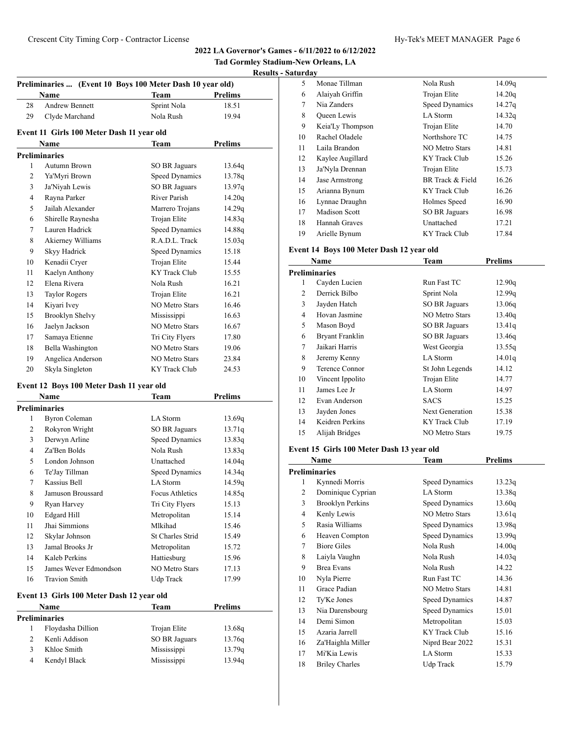## 2022 LA Governor's Games - 6/11/2022 to 6/12/2022

### Tad Gormley Stadium-New Orleans, LA

### Results - Saturday

**Preliminaries ... (Event 10 Boys 100 Meter Dash 10 year old)**

| | Name | Team | Prelims |
|---|---|---|---|
| 28 | Andrew Bennett | Sprint Nola | 18.51 |
| 29 | Clyde Marchand | Nola Rush | 19.94 |

### Event 11 Girls 100 Meter Dash 11 year old

| | Name | Team | Prelims |
|---|---|---|---|
| **Preliminaries** | | | |
| 1 | Autumn Brown | SO BR Jaguars | 13.64q |
| 2 | Ya'Myri Brown | Speed Dynamics | 13.78q |
| 3 | Ja'Niyah Lewis | SO BR Jaguars | 13.97q |
| 4 | Rayna Parker | River Parish | 14.20q |
| 5 | Jailah Alexander | Marrero Trojans | 14.29q |
| 6 | Shirelle Raynesha | Trojan Elite | 14.83q |
| 7 | Lauren Hadrick | Speed Dynamics | 14.88q |
| 8 | Akierney Williams | R.A.D.L. Track | 15.03q |
| 9 | Skyy Hadrick | Speed Dynamics | 15.18 |
| 10 | Kenadii Cryer | Trojan Elite | 15.44 |
| 11 | Kaelyn Anthony | KY Track Club | 15.55 |
| 12 | Elena Rivera | Nola Rush | 16.21 |
| 13 | Taylor Rogers | Trojan Elite | 16.21 |
| 14 | Kiyari Ivey | NO Metro Stars | 16.46 |
| 15 | Brooklyn Shelvy | Mississippi | 16.63 |
| 16 | Jaelyn Jackson | NO Metro Stars | 16.67 |
| 17 | Samaya Etienne | Tri City Flyers | 17.80 |
| 18 | Bella Washington | NO Metro Stars | 19.06 |
| 19 | Angelica Anderson | NO Metro Stars | 23.84 |
| 20 | Skyla Singleton | KY Track Club | 24.53 |

### Event 12 Boys 100 Meter Dash 11 year old

| | Name | Team | Prelims |
|---|---|---|---|
| **Preliminaries** | | | |
| 1 | Byron Coleman | LA Storm | 13.69q |
| 2 | Rokyron Wright | SO BR Jaguars | 13.71q |
| 3 | Derwyn Arline | Speed Dynamics | 13.83q |
| 4 | Za'Ben Bolds | Nola Rush | 13.83q |
| 5 | London Johnson | Unattached | 14.04q |
| 6 | Te'Jay Tillman | Speed Dynamics | 14.34q |
| 7 | Kassius Bell | LA Storm | 14.59q |
| 8 | Jamuson Broussard | Focus Athletics | 14.85q |
| 9 | Ryan Harvey | Tri City Flyers | 15.13 |
| 10 | Edgard Hill | Metropolitan | 15.14 |
| 11 | Jhai Simmions | Mlkihad | 15.46 |
| 12 | Skylar Johnson | St Charles Strid | 15.49 |
| 13 | Jamal Brooks Jr | Metropolitan | 15.72 |
| 14 | Kaleb Perkins | Hattiesburg | 15.96 |
| 15 | James Wever Edmondson | NO Metro Stars | 17.13 |
| 16 | Travion Smith | Udp Track | 17.99 |

### Event 13 Girls 100 Meter Dash 12 year old

| | Name | Team | Prelims |
|---|---|---|---|
| **Preliminaries** | | | |
| 1 | Floydasha Dillion | Trojan Elite | 13.68q |
| 2 | Kenli Addison | SO BR Jaguars | 13.76q |
| 3 | Khloe Smith | Mississippi | 13.79q |
| 4 | Kendyl Black | Mississippi | 13.94q |
| 5 | Monae Tillman | Nola Rush | 14.09q |
| 6 | Alaiyah Griffin | Trojan Elite | 14.20q |
| 7 | Nia Zanders | Speed Dynamics | 14.27q |
| 8 | Queen Lewis | LA Storm | 14.32q |
| 9 | Keia'Ly Thompson | Trojan Elite | 14.70 |
| 10 | Rachel Oladele | Northshore TC | 14.75 |
| 11 | Laila Brandon | NO Metro Stars | 14.81 |
| 12 | Kaylee Augillard | KY Track Club | 15.26 |
| 13 | Ja'Nyla Drennan | Trojan Elite | 15.73 |
| 14 | Jase Armstrong | BR Track & Field | 16.26 |
| 15 | Arianna Bynum | KY Track Club | 16.26 |
| 16 | Lynnae Draughn | Holmes Speed | 16.90 |
| 17 | Madison Scott | SO BR Jaguars | 16.98 |
| 18 | Hannah Graves | Unattached | 17.21 |
| 19 | Arielle Bynum | KY Track Club | 17.84 |

### Event 14 Boys 100 Meter Dash 12 year old

| | Name | Team | Prelims |
|---|---|---|---|
| **Preliminaries** | | | |
| 1 | Cayden Lucien | Run Fast TC | 12.90q |
| 2 | Derrick Bilbo | Sprint Nola | 12.99q |
| 3 | Jayden Hatch | SO BR Jaguars | 13.06q |
| 4 | Hovan Jasmine | NO Metro Stars | 13.40q |
| 5 | Mason Boyd | SO BR Jaguars | 13.41q |
| 6 | Bryant Franklin | SO BR Jaguars | 13.46q |
| 7 | Jaikari Harris | West Georgia | 13.55q |
| 8 | Jeremy Kenny | LA Storm | 14.01q |
| 9 | Terence Connor | St John Legends | 14.12 |
| 10 | Vincent Ippolito | Trojan Elite | 14.77 |
| 11 | James Lee Jr | LA Storm | 14.97 |
| 12 | Evan Anderson | SACS | 15.25 |
| 13 | Jayden Jones | Next Generation | 15.38 |
| 14 | Keidren Perkins | KY Track Club | 17.19 |
| 15 | Alijah Bridges | NO Metro Stars | 19.75 |

### Event 15 Girls 100 Meter Dash 13 year old

| | Name | Team | Prelims |
|---|---|---|---|
| **Preliminaries** | | | |
| 1 | Kynnedi Morris | Speed Dynamics | 13.23q |
| 2 | Dominique Cyprian | LA Storm | 13.38q |
| 3 | Brooklyn Perkins | Speed Dynamics | 13.60q |
| 4 | Kenly Lewis | NO Metro Stars | 13.61q |
| 5 | Rasia Williams | Speed Dynamics | 13.98q |
| 6 | Heaven Compton | Speed Dynamics | 13.99q |
| 7 | Biore Giles | Nola Rush | 14.00q |
| 8 | Laiyla Vaughn | Nola Rush | 14.03q |
| 9 | Brea Evans | Nola Rush | 14.22 |
| 10 | Nyla Pierre | Run Fast TC | 14.36 |
| 11 | Grace Padian | NO Metro Stars | 14.81 |
| 12 | Ty'Ke Jones | Speed Dynamics | 14.87 |
| 13 | Nia Darensbourg | Speed Dynamics | 15.01 |
| 14 | Demi Simon | Metropolitan | 15.03 |
| 15 | Azaria Jarrell | KY Track Club | 15.16 |
| 16 | Za'Haighla Miller | Niprd Bear 2022 | 15.31 |
| 17 | Mi'Kia Lewis | LA Storm | 15.33 |
| 18 | Briley Charles | Udp Track | 15.79 |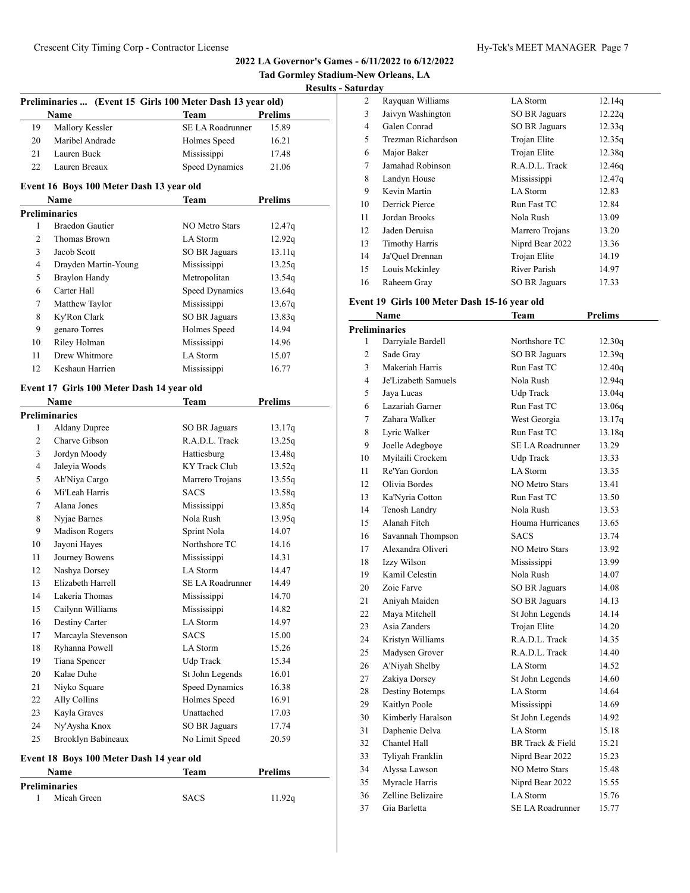**2022 LA Governor's Games - 6/11/2022 to 6/12/2022**

**Tad Gormley Stadium-New Orleans, LA**

**Results - Saturday**

### Preliminaries ... (Event 15 Girls 100 Meter Dash 13 year old)

| | Name | Team | Prelims |
|---|---|---|---|
| 19 | Mallory Kessler | SE LA Roadrunner | 15.89 |
| 20 | Maribel Andrade | Holmes Speed | 16.21 |
| 21 | Lauren Buck | Mississippi | 17.48 |
| 22 | Lauren Breaux | Speed Dynamics | 21.06 |

### Event 16 Boys 100 Meter Dash 13 year old

**Preliminaries**

| | Name | Team | Prelims |
|---|---|---|---|
| 1 | Braedon Gautier | NO Metro Stars | 12.47q |
| 2 | Thomas Brown | LA Storm | 12.92q |
| 3 | Jacob Scott | SO BR Jaguars | 13.11q |
| 4 | Drayden Martin-Young | Mississippi | 13.25q |
| 5 | Braylon Handy | Metropolitan | 13.54q |
| 6 | Carter Hall | Speed Dynamics | 13.64q |
| 7 | Matthew Taylor | Mississippi | 13.67q |
| 8 | Ky'Ron Clark | SO BR Jaguars | 13.83q |
| 9 | genaro Torres | Holmes Speed | 14.94 |
| 10 | Riley Holman | Mississippi | 14.96 |
| 11 | Drew Whitmore | LA Storm | 15.07 |
| 12 | Keshaun Harrien | Mississippi | 16.77 |

### Event 17 Girls 100 Meter Dash 14 year old

**Preliminaries**

| | Name | Team | Prelims |
|---|---|---|---|
| 1 | Aldany Dupree | SO BR Jaguars | 13.17q |
| 2 | Charve Gibson | R.A.D.L. Track | 13.25q |
| 3 | Jordyn Moody | Hattiesburg | 13.48q |
| 4 | Jaleyia Woods | KY Track Club | 13.52q |
| 5 | Ah'Niya Cargo | Marrero Trojans | 13.55q |
| 6 | Mi'Leah Harris | SACS | 13.58q |
| 7 | Alana Jones | Mississippi | 13.85q |
| 8 | Nyjae Barnes | Nola Rush | 13.95q |
| 9 | Madison Rogers | Sprint Nola | 14.07 |
| 10 | Jayoni Hayes | Northshore TC | 14.16 |
| 11 | Journey Bowens | Mississippi | 14.31 |
| 12 | Nashya Dorsey | LA Storm | 14.47 |
| 13 | Elizabeth Harrell | SE LA Roadrunner | 14.49 |
| 14 | Lakeria Thomas | Mississippi | 14.70 |
| 15 | Cailynn Williams | Mississippi | 14.82 |
| 16 | Destiny Carter | LA Storm | 14.97 |
| 17 | Marcayla Stevenson | SACS | 15.00 |
| 18 | Ryhanna Powell | LA Storm | 15.26 |
| 19 | Tiana Spencer | Udp Track | 15.34 |
| 20 | Kalae Duhe | St John Legends | 16.01 |
| 21 | Niyko Square | Speed Dynamics | 16.38 |
| 22 | Ally Collins | Holmes Speed | 16.91 |
| 23 | Kayla Graves | Unattached | 17.03 |
| 24 | Ny'Aysha Knox | SO BR Jaguars | 17.74 |
| 25 | Brooklyn Babineaux | No Limit Speed | 20.59 |

### Event 18 Boys 100 Meter Dash 14 year old

**Preliminaries**

| | Name | Team | Prelims |
|---|---|---|---|
| 1 | Micah Green | SACS | 11.92q |
| 2 | Rayquan Williams | LA Storm | 12.14q |
| 3 | Jaivyn Washington | SO BR Jaguars | 12.22q |
| 4 | Galen Conrad | SO BR Jaguars | 12.33q |
| 5 | Trezman Richardson | Trojan Elite | 12.35q |
| 6 | Major Baker | Trojan Elite | 12.38q |
| 7 | Jamahad Robinson | R.A.D.L. Track | 12.46q |
| 8 | Landyn House | Mississippi | 12.47q |
| 9 | Kevin Martin | LA Storm | 12.83 |
| 10 | Derrick Pierce | Run Fast TC | 12.84 |
| 11 | Jordyn Brooks | Nola Rush | 13.09 |
| 12 | Jaden Deruisa | Marrero Trojans | 13.20 |
| 13 | Timothy Harris | Niprd Bear 2022 | 13.36 |
| 14 | Ja'Quel Drennan | Trojan Elite | 14.19 |
| 15 | Louis Mckinley | River Parish | 14.97 |
| 16 | Raheem Gray | SO BR Jaguars | 17.33 |

### Event 19 Girls 100 Meter Dash 15-16 year old

**Preliminaries**

| | Name | Team | Prelims |
|---|---|---|---|
| 1 | Darryiale Bardell | Northshore TC | 12.30q |
| 2 | Sade Gray | SO BR Jaguars | 12.39q |
| 3 | Makeriah Harris | Run Fast TC | 12.40q |
| 4 | Je'Lizabeth Samuels | Nola Rush | 12.94q |
| 5 | Jaya Lucas | Udp Track | 13.04q |
| 6 | Lazariah Garner | Run Fast TC | 13.06q |
| 7 | Zahara Walker | West Georgia | 13.17q |
| 8 | Lyric Walker | Run Fast TC | 13.18q |
| 9 | Joelle Adegboye | SE LA Roadrunner | 13.29 |
| 10 | Myilaili Crockem | Udp Track | 13.33 |
| 11 | Re'Yan Gordon | LA Storm | 13.35 |
| 12 | Olivia Bordes | NO Metro Stars | 13.41 |
| 13 | Ka'Nyria Cotton | Run Fast TC | 13.50 |
| 14 | Tenosh Landry | Nola Rush | 13.53 |
| 15 | Alanah Fitch | Houma Hurricanes | 13.65 |
| 16 | Savannah Thompson | SACS | 13.74 |
| 17 | Alexandra Oliveri | NO Metro Stars | 13.92 |
| 18 | Izzy Wilson | Mississippi | 13.99 |
| 19 | Kamil Celestin | Nola Rush | 14.07 |
| 20 | Zoie Farve | SO BR Jaguars | 14.08 |
| 21 | Aniyah Maiden | SO BR Jaguars | 14.13 |
| 22 | Maya Mitchell | St John Legends | 14.14 |
| 23 | Asia Zanders | Trojan Elite | 14.20 |
| 24 | Kristyn Williams | R.A.D.L. Track | 14.35 |
| 25 | Madysen Grover | R.A.D.L. Track | 14.40 |
| 26 | A'Niyah Shelby | LA Storm | 14.52 |
| 27 | Zakiya Dorsey | St John Legends | 14.60 |
| 28 | Destiny Botemps | LA Storm | 14.64 |
| 29 | Kaitlyn Poole | Mississippi | 14.69 |
| 30 | Kimberly Haralson | St John Legends | 14.92 |
| 31 | Daphenie Delva | LA Storm | 15.18 |
| 32 | Chantel Hall | BR Track & Field | 15.21 |
| 33 | Tyliyah Franklin | Niprd Bear 2022 | 15.23 |
| 34 | Alyssa Lawson | NO Metro Stars | 15.48 |
| 35 | Myracle Harris | Niprd Bear 2022 | 15.55 |
| 36 | Zelline Belizaire | LA Storm | 15.76 |
| 37 | Gia Barletta | SE LA Roadrunner | 15.77 |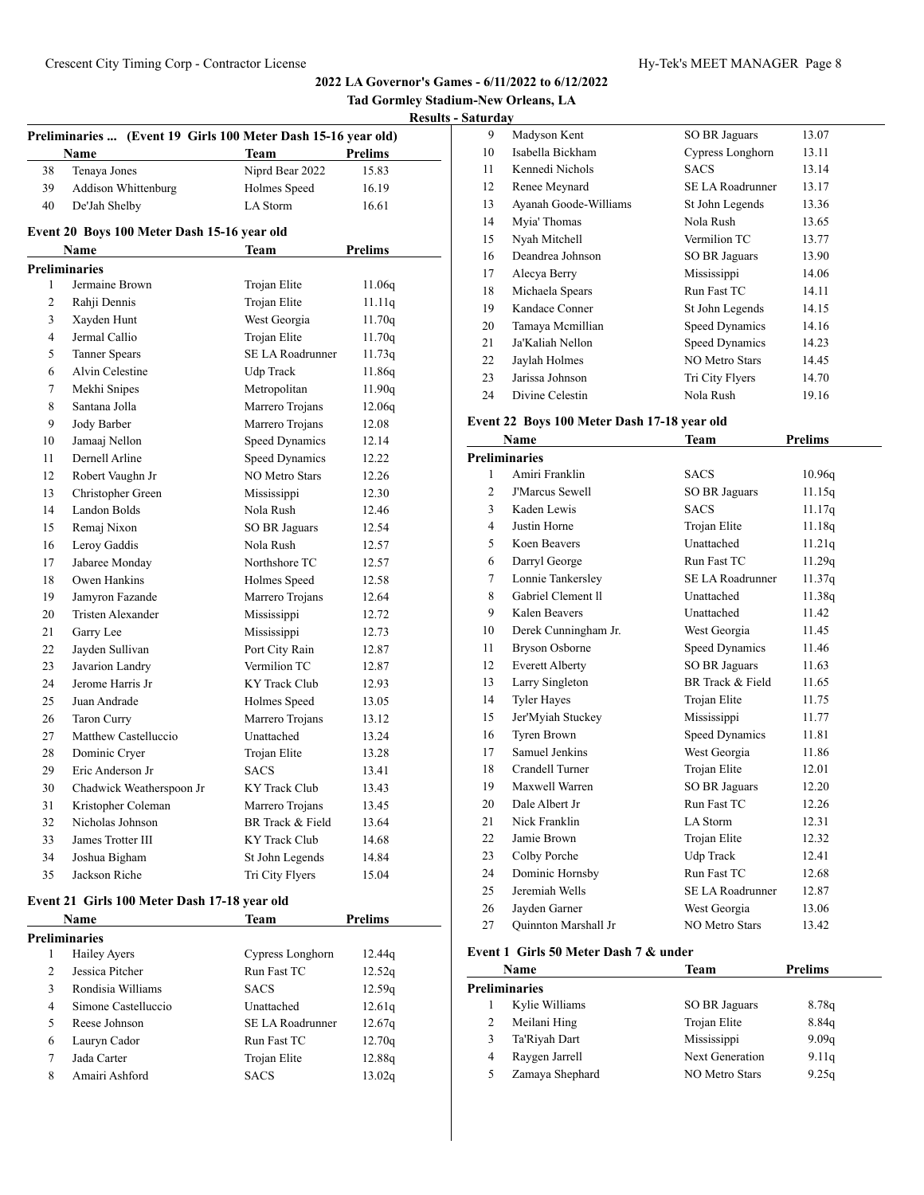## 2022 LA Governor's Games - 6/11/2022 to 6/12/2022

### Tad Gormley Stadium-New Orleans, LA

### Results - Saturday

**Preliminaries ... (Event 19 Girls 100 Meter Dash 15-16 year old)**

| | Name | Team | Prelims |
|---|---|---|---|
| 38 | Tenaya Jones | Niprd Bear 2022 | 15.83 |
| 39 | Addison Whittenburg | Holmes Speed | 16.19 |
| 40 | De'Jah Shelby | LA Storm | 16.61 |

**Event 20 Boys 100 Meter Dash 15-16 year old**

| | Name | Team | Prelims |
|---|---|---|---|
| **Preliminaries** | | | |
| 1 | Jermaine Brown | Trojan Elite | 11.06q |
| 2 | Rahji Dennis | Trojan Elite | 11.11q |
| 3 | Xayden Hunt | West Georgia | 11.70q |
| 4 | Jermal Callio | Trojan Elite | 11.70q |
| 5 | Tanner Spears | SE LA Roadrunner | 11.73q |
| 6 | Alvin Celestine | Udp Track | 11.86q |
| 7 | Mekhi Snipes | Metropolitan | 11.90q |
| 8 | Santana Jolla | Marrero Trojans | 12.06q |
| 9 | Jody Barber | Marrero Trojans | 12.08 |
| 10 | Jamaaj Nellon | Speed Dynamics | 12.14 |
| 11 | Dernell Arline | Speed Dynamics | 12.22 |
| 12 | Robert Vaughn Jr | NO Metro Stars | 12.26 |
| 13 | Christopher Green | Mississippi | 12.30 |
| 14 | Landon Bolds | Nola Rush | 12.46 |
| 15 | Remaj Nixon | SO BR Jaguars | 12.54 |
| 16 | Leroy Gaddis | Nola Rush | 12.57 |
| 17 | Jabaree Monday | Northshore TC | 12.57 |
| 18 | Owen Hankins | Holmes Speed | 12.58 |
| 19 | Jamyron Fazande | Marrero Trojans | 12.64 |
| 20 | Tristen Alexander | Mississippi | 12.72 |
| 21 | Garry Lee | Mississippi | 12.73 |
| 22 | Jayden Sullivan | Port City Rain | 12.87 |
| 23 | Javarion Landry | Vermilion TC | 12.87 |
| 24 | Jerome Harris Jr | KY Track Club | 12.93 |
| 25 | Juan Andrade | Holmes Speed | 13.05 |
| 26 | Taron Curry | Marrero Trojans | 13.12 |
| 27 | Matthew Castelluccio | Unattached | 13.24 |
| 28 | Dominic Cryer | Trojan Elite | 13.28 |
| 29 | Eric Anderson Jr | SACS | 13.41 |
| 30 | Chadwick Weatherspoon Jr | KY Track Club | 13.43 |
| 31 | Kristopher Coleman | Marrero Trojans | 13.45 |
| 32 | Nicholas Johnson | BR Track & Field | 13.64 |
| 33 | James Trotter III | KY Track Club | 14.68 |
| 34 | Joshua Bigham | St John Legends | 14.84 |
| 35 | Jackson Riche | Tri City Flyers | 15.04 |

**Event 21 Girls 100 Meter Dash 17-18 year old**

| | Name | Team | Prelims |
|---|---|---|---|
| **Preliminaries** | | | |
| 1 | Hailey Ayers | Cypress Longhorn | 12.44q |
| 2 | Jessica Pitcher | Run Fast TC | 12.52q |
| 3 | Rondisia Williams | SACS | 12.59q |
| 4 | Simone Castelluccio | Unattached | 12.61q |
| 5 | Reese Johnson | SE LA Roadrunner | 12.67q |
| 6 | Lauryn Cador | Run Fast TC | 12.70q |
| 7 | Jada Carter | Trojan Elite | 12.88q |
| 8 | Amairi Ashford | SACS | 13.02q |
| 9 | Madyson Kent | SO BR Jaguars | 13.07 |
| 10 | Isabella Bickham | Cypress Longhorn | 13.11 |
| 11 | Kennedi Nichols | SACS | 13.14 |
| 12 | Renee Meynard | SE LA Roadrunner | 13.17 |
| 13 | Ayanah Goode-Williams | St John Legends | 13.36 |
| 14 | Myia' Thomas | Nola Rush | 13.65 |
| 15 | Nyah Mitchell | Vermilion TC | 13.77 |
| 16 | Deandrea Johnson | SO BR Jaguars | 13.90 |
| 17 | Alecya Berry | Mississippi | 14.06 |
| 18 | Michaela Spears | Run Fast TC | 14.11 |
| 19 | Kandace Conner | St John Legends | 14.15 |
| 20 | Tamaya Mcmillian | Speed Dynamics | 14.16 |
| 21 | Ja'Kaliah Nellon | Speed Dynamics | 14.23 |
| 22 | Jaylah Holmes | NO Metro Stars | 14.45 |
| 23 | Jarissa Johnson | Tri City Flyers | 14.70 |
| 24 | Divine Celestin | Nola Rush | 19.16 |

**Event 22 Boys 100 Meter Dash 17-18 year old**

| | Name | Team | Prelims |
|---|---|---|---|
| **Preliminaries** | | | |
| 1 | Amiri Franklin | SACS | 10.96q |
| 2 | J'Marcus Sewell | SO BR Jaguars | 11.15q |
| 3 | Kaden Lewis | SACS | 11.17q |
| 4 | Justin Horne | Trojan Elite | 11.18q |
| 5 | Koen Beavers | Unattached | 11.21q |
| 6 | Darryl George | Run Fast TC | 11.29q |
| 7 | Lonnie Tankersley | SE LA Roadrunner | 11.37q |
| 8 | Gabriel Clement ll | Unattached | 11.38q |
| 9 | Kalen Beavers | Unattached | 11.42 |
| 10 | Derek Cunningham Jr. | West Georgia | 11.45 |
| 11 | Bryson Osborne | Speed Dynamics | 11.46 |
| 12 | Everett Alberty | SO BR Jaguars | 11.63 |
| 13 | Larry Singleton | BR Track & Field | 11.65 |
| 14 | Tyler Hayes | Trojan Elite | 11.75 |
| 15 | Jer'Myiah Stuckey | Mississippi | 11.77 |
| 16 | Tyren Brown | Speed Dynamics | 11.81 |
| 17 | Samuel Jenkins | West Georgia | 11.86 |
| 18 | Crandell Turner | Trojan Elite | 12.01 |
| 19 | Maxwell Warren | SO BR Jaguars | 12.20 |
| 20 | Dale Albert Jr | Run Fast TC | 12.26 |
| 21 | Nick Franklin | LA Storm | 12.31 |
| 22 | Jamie Brown | Trojan Elite | 12.32 |
| 23 | Colby Porche | Udp Track | 12.41 |
| 24 | Dominic Hornsby | Run Fast TC | 12.68 |
| 25 | Jeremiah Wells | SE LA Roadrunner | 12.87 |
| 26 | Jayden Garner | West Georgia | 13.06 |
| 27 | Quinnton Marshall Jr | NO Metro Stars | 13.42 |

**Event 1 Girls 50 Meter Dash 7 & under**

| | Name | Team | Prelims |
|---|---|---|---|
| **Preliminaries** | | | |
| 1 | Kylie Williams | SO BR Jaguars | 8.78q |
| 2 | Meilani Hing | Trojan Elite | 8.84q |
| 3 | Ta'Riyah Dart | Mississippi | 9.09q |
| 4 | Raygen Jarrell | Next Generation | 9.11q |
| 5 | Zamaya Shephard | NO Metro Stars | 9.25q |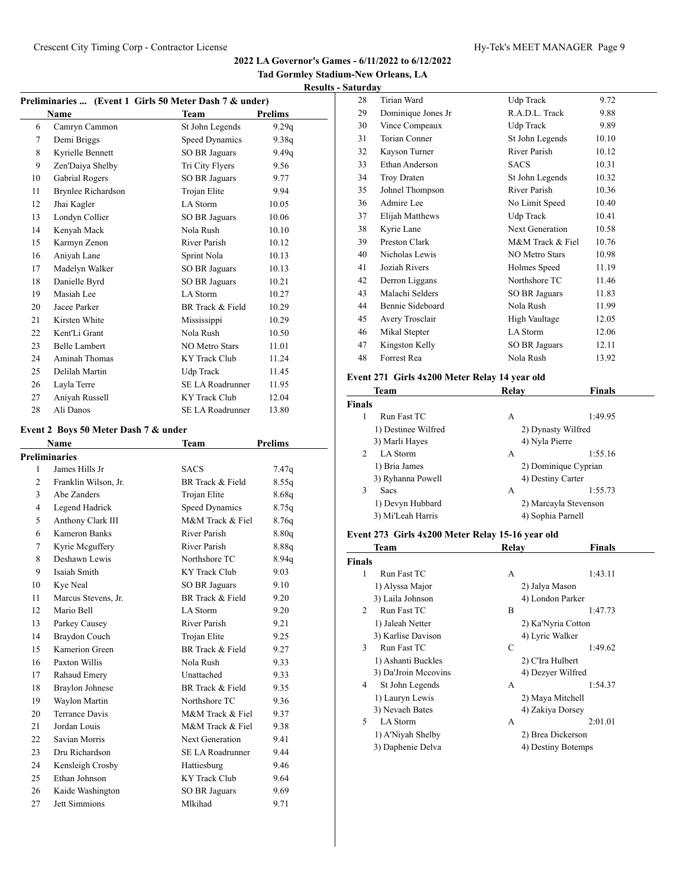## 2022 LA Governor's Games - 6/11/2022 to 6/12/2022

**Tad Gormley Stadium-New Orleans, LA**

**Results - Saturday**

### Preliminaries ... (Event 1 Girls 50 Meter Dash 7 & under)

| | Name | Team | Prelims |
|---|---|---|---|
| 6 | Camryn Cammon | St John Legends | 9.29q |
| 7 | Demi Briggs | Speed Dynamics | 9.38q |
| 8 | Kyrielle Bennett | SO BR Jaguars | 9.49q |
| 9 | Zen'Daiya Shelby | Tri City Flyers | 9.56 |
| 10 | Gabrial Rogers | SO BR Jaguars | 9.77 |
| 11 | Brynlee Richardson | Trojan Elite | 9.94 |
| 12 | Jhai Kagler | LA Storm | 10.05 |
| 13 | Londyn Collier | SO BR Jaguars | 10.06 |
| 14 | Kenyah Mack | Nola Rush | 10.10 |
| 15 | Karmyn Zenon | River Parish | 10.12 |
| 16 | Aniyah Lane | Sprint Nola | 10.13 |
| 17 | Madelyn Walker | SO BR Jaguars | 10.13 |
| 18 | Danielle Byrd | SO BR Jaguars | 10.21 |
| 19 | Masiah Lee | LA Storm | 10.27 |
| 20 | Jacee Parker | BR Track & Field | 10.29 |
| 21 | Kirsten White | Mississippi | 10.29 |
| 22 | Kent'Li Grant | Nola Rush | 10.50 |
| 23 | Belle Lambert | NO Metro Stars | 11.01 |
| 24 | Aminah Thomas | KY Track Club | 11.24 |
| 25 | Delilah Martin | Udp Track | 11.45 |
| 26 | Layla Terre | SE LA Roadrunner | 11.95 |
| 27 | Aniyah Russell | KY Track Club | 12.04 |
| 28 | Ali Danos | SE LA Roadrunner | 13.80 |

### Event 2 Boys 50 Meter Dash 7 & under

| | Name | Team | Prelims |
|---|---|---|---|
| **Preliminaries** | | | |
| 1 | James Hills Jr | SACS | 7.47q |
| 2 | Franklin Wilson, Jr. | BR Track & Field | 8.55q |
| 3 | Abe Zanders | Trojan Elite | 8.68q |
| 4 | Legend Hadrick | Speed Dynamics | 8.75q |
| 5 | Anthony Clark III | M&M Track & Fiel | 8.76q |
| 6 | Kameron Banks | River Parish | 8.80q |
| 7 | Kyrie Mcguffery | River Parish | 8.88q |
| 8 | Deshawn Lewis | Northshore TC | 8.94q |
| 9 | Isaiah Smith | KY Track Club | 9.03 |
| 10 | Kye Neal | SO BR Jaguars | 9.10 |
| 11 | Marcus Stevens, Jr. | BR Track & Field | 9.20 |
| 12 | Mario Bell | LA Storm | 9.20 |
| 13 | Parkey Causey | River Parish | 9.21 |
| 14 | Braydon Couch | Trojan Elite | 9.25 |
| 15 | Kamerion Green | BR Track & Field | 9.27 |
| 16 | Paxton Willis | Nola Rush | 9.33 |
| 17 | Rahaud Emery | Unattached | 9.33 |
| 18 | Braylon Johnese | BR Track & Field | 9.35 |
| 19 | Waylon Martin | Northshore TC | 9.36 |
| 20 | Terrance Davis | M&M Track & Fiel | 9.37 |
| 21 | Jordan Louis | M&M Track & Fiel | 9.38 |
| 22 | Savian Morris | Next Generation | 9.41 |
| 23 | Dru Richardson | SE LA Roadrunner | 9.44 |
| 24 | Kensleigh Crosby | Hattiesburg | 9.46 |
| 25 | Ethan Johnson | KY Track Club | 9.64 |
| 26 | Kaide Washington | SO BR Jaguars | 9.69 |
| 27 | Jett Simmions | Mlkihad | 9.71 |
| 28 | Tirian Ward | Udp Track | 9.72 |
| 29 | Dominique Jones Jr | R.A.D.L. Track | 9.88 |
| 30 | Vince Compeaux | Udp Track | 9.89 |
| 31 | Torian Conner | St John Legends | 10.10 |
| 32 | Kayson Turner | River Parish | 10.12 |
| 33 | Ethan Anderson | SACS | 10.31 |
| 34 | Troy Draten | St John Legends | 10.32 |
| 35 | Johnel Thompson | River Parish | 10.36 |
| 36 | Admire Lee | No Limit Speed | 10.40 |
| 37 | Elijah Matthews | Udp Track | 10.41 |
| 38 | Kyrie Lane | Next Generation | 10.58 |
| 39 | Preston Clark | M&M Track & Fiel | 10.76 |
| 40 | Nicholas Lewis | NO Metro Stars | 10.98 |
| 41 | Joziah Rivers | Holmes Speed | 11.19 |
| 42 | Derron Liggans | Northshore TC | 11.46 |
| 43 | Malachi Selders | SO BR Jaguars | 11.83 |
| 44 | Bennie Sideboard | Nola Rush | 11.99 |
| 45 | Avery Trosclair | High Vaultage | 12.05 |
| 46 | Mikal Stepter | LA Storm | 12.06 |
| 47 | Kingston Kelly | SO BR Jaguars | 12.11 |
| 48 | Forrest Rea | Nola Rush | 13.92 |

### Event 271 Girls 4x200 Meter Relay 14 year old

| | Team | Relay | Finals |
|---|---|---|---|
| **Finals** | | | |
| 1 | Run Fast TC | A | 1:49.95 |
| | 1) Destinee Wilfred | 2) Dynasty Wilfred | |
| | 3) Marli Hayes | 4) Nyla Pierre | |
| 2 | LA Storm | A | 1:55.16 |
| | 1) Bria James | 2) Dominique Cyprian | |
| | 3) Ryhanna Powell | 4) Destiny Carter | |
| 3 | Sacs | A | 1:55.73 |
| | 1) Devyn Hubbard | 2) Marcayla Stevenson | |
| | 3) Mi'Leah Harris | 4) Sophia Parnell | |

### Event 273 Girls 4x200 Meter Relay 15-16 year old

| | Team | Relay | Finals |
|---|---|---|---|
| **Finals** | | | |
| 1 | Run Fast TC | A | 1:43.11 |
| | 1) Alyssa Major | 2) Jalya Mason | |
| | 3) Laila Johnson | 4) London Parker | |
| 2 | Run Fast TC | B | 1:47.73 |
| | 1) Jaleah Netter | 2) Ka'Nyria Cotton | |
| | 3) Karlise Davison | 4) Lyric Walker | |
| 3 | Run Fast TC | C | 1:49.62 |
| | 1) Ashanti Buckles | 2) C'Ira Hulbert | |
| | 3) Da'Jroin Mccovins | 4) Dezyer Wilfred | |
| 4 | St John Legends | A | 1:54.37 |
| | 1) Lauryn Lewis | 2) Maya Mitchell | |
| | 3) Nevaeh Bates | 4) Zakiya Dorsey | |
| 5 | LA Storm | A | 2:01.01 |
| | 1) A'Niyah Shelby | 2) Brea Dickerson | |
| | 3) Daphenie Delva | 4) Destiny Botemps | |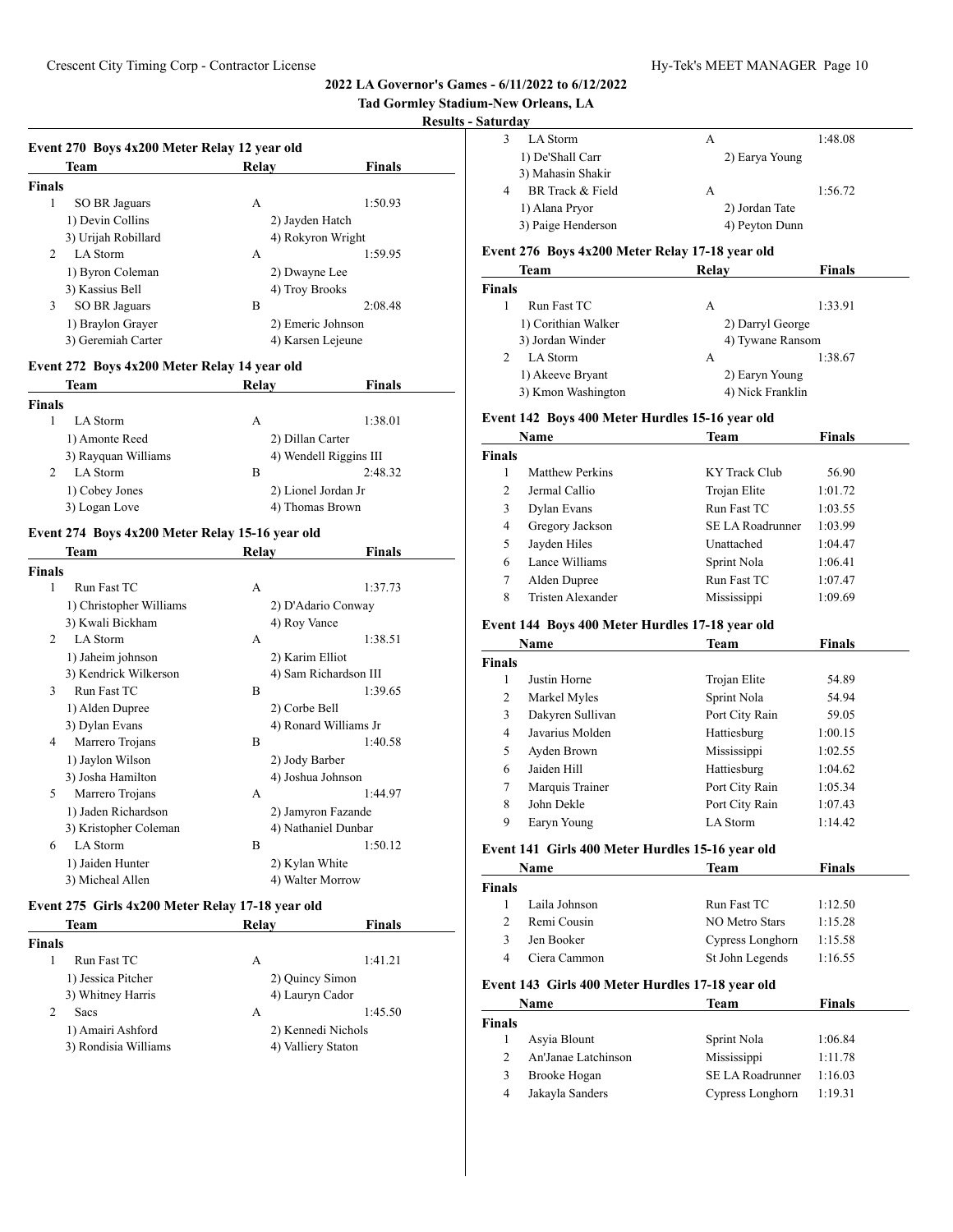**2022 LA Governor's Games - 6/11/2022 to 6/12/2022**

**Tad Gormley Stadium-New Orleans, LA**

**Results - Saturday**

### Event 270 Boys 4x200 Meter Relay 12 year old

| | Team | Relay | Finals |
|---|---|---|---|
| **Finals** | | | |
| 1 | SO BR Jaguars | A | 1:50.93 |
| | 1) Devin Collins | 2) Jayden Hatch | |
| | 3) Urijah Robillard | 4) Rokyron Wright | |
| 2 | LA Storm | A | 1:59.95 |
| | 1) Byron Coleman | 2) Dwayne Lee | |
| | 3) Kassius Bell | 4) Troy Brooks | |
| 3 | SO BR Jaguars | B | 2:08.48 |
| | 1) Braylon Grayer | 2) Emeric Johnson | |
| | 3) Geremiah Carter | 4) Karsen Lejeune | |

### Event 272 Boys 4x200 Meter Relay 14 year old

| | Team | Relay | Finals |
|---|---|---|---|
| **Finals** | | | |
| 1 | LA Storm | A | 1:38.01 |
| | 1) Amonte Reed | 2) Dillan Carter | |
| | 3) Rayquan Williams | 4) Wendell Riggins III | |
| 2 | LA Storm | B | 2:48.32 |
| | 1) Cobey Jones | 2) Lionel Jordan Jr | |
| | 3) Logan Love | 4) Thomas Brown | |

### Event 274 Boys 4x200 Meter Relay 15-16 year old

| | Team | Relay | Finals |
|---|---|---|---|
| **Finals** | | | |
| 1 | Run Fast TC | A | 1:37.73 |
| | 1) Christopher Williams | 2) D'Adario Conway | |
| | 3) Kwali Bickham | 4) Roy Vance | |
| 2 | LA Storm | A | 1:38.51 |
| | 1) Jaheim johnson | 2) Karim Elliot | |
| | 3) Kendrick Wilkerson | 4) Sam Richardson III | |
| 3 | Run Fast TC | B | 1:39.65 |
| | 1) Alden Dupree | 2) Corbe Bell | |
| | 3) Dylan Evans | 4) Ronard Williams Jr | |
| 4 | Marrero Trojans | B | 1:40.58 |
| | 1) Jaylon Wilson | 2) Jody Barber | |
| | 3) Josha Hamilton | 4) Joshua Johnson | |
| 5 | Marrero Trojans | A | 1:44.97 |
| | 1) Jaden Richardson | 2) Jamyron Fazande | |
| | 3) Kristopher Coleman | 4) Nathaniel Dunbar | |
| 6 | LA Storm | B | 1:50.12 |
| | 1) Jaiden Hunter | 2) Kylan White | |
| | 3) Micheal Allen | 4) Walter Morrow | |

### Event 275 Girls 4x200 Meter Relay 17-18 year old

| | Team | Relay | Finals |
|---|---|---|---|
| **Finals** | | | |
| 1 | Run Fast TC | A | 1:41.21 |
| | 1) Jessica Pitcher | 2) Quincy Simon | |
| | 3) Whitney Harris | 4) Lauryn Cador | |
| 2 | Sacs | A | 1:45.50 |
| | 1) Amairi Ashford | 2) Kennedi Nichols | |
| | 3) Rondisia Williams | 4) Valliery Staton | |
| 3 | LA Storm | A | 1:48.08 |
| | 1) De'Shall Carr | 2) Earya Young | |
| | 3) Mahasin Shakir | | |
| 4 | BR Track & Field | A | 1:56.72 |
| | 1) Alana Pryor | 2) Jordan Tate | |
| | 3) Paige Henderson | 4) Peyton Dunn | |

### Event 276 Boys 4x200 Meter Relay 17-18 year old

| | Team | Relay | Finals |
|---|---|---|---|
| **Finals** | | | |
| 1 | Run Fast TC | A | 1:33.91 |
| | 1) Corithian Walker | 2) Darryl George | |
| | 3) Jordan Winder | 4) Tywane Ransom | |
| 2 | LA Storm | A | 1:38.67 |
| | 1) Akeeve Bryant | 2) Earyn Young | |
| | 3) Kmon Washington | 4) Nick Franklin | |

### Event 142 Boys 400 Meter Hurdles 15-16 year old

| | Name | Team | Finals |
|---|---|---|---|
| **Finals** | | | |
| 1 | Matthew Perkins | KY Track Club | 56.90 |
| 2 | Jermal Callio | Trojan Elite | 1:01.72 |
| 3 | Dylan Evans | Run Fast TC | 1:03.55 |
| 4 | Gregory Jackson | SE LA Roadrunner | 1:03.99 |
| 5 | Jayden Hiles | Unattached | 1:04.47 |
| 6 | Lance Williams | Sprint Nola | 1:06.41 |
| 7 | Alden Dupree | Run Fast TC | 1:07.47 |
| 8 | Tristen Alexander | Mississippi | 1:09.69 |

### Event 144 Boys 400 Meter Hurdles 17-18 year old

| | Name | Team | Finals |
|---|---|---|---|
| **Finals** | | | |
| 1 | Justin Horne | Trojan Elite | 54.89 |
| 2 | Markel Myles | Sprint Nola | 54.94 |
| 3 | Dakyren Sullivan | Port City Rain | 59.05 |
| 4 | Javarius Molden | Hattiesburg | 1:00.15 |
| 5 | Ayden Brown | Mississippi | 1:02.55 |
| 6 | Jaiden Hill | Hattiesburg | 1:04.62 |
| 7 | Marquis Trainer | Port City Rain | 1:05.34 |
| 8 | John Dekle | Port City Rain | 1:07.43 |
| 9 | Earyn Young | LA Storm | 1:14.42 |

### Event 141 Girls 400 Meter Hurdles 15-16 year old

| | Name | Team | Finals |
|---|---|---|---|
| **Finals** | | | |
| 1 | Laila Johnson | Run Fast TC | 1:12.50 |
| 2 | Remi Cousin | NO Metro Stars | 1:15.28 |
| 3 | Jen Booker | Cypress Longhorn | 1:15.58 |
| 4 | Ciera Cammon | St John Legends | 1:16.55 |

### Event 143 Girls 400 Meter Hurdles 17-18 year old

| | Name | Team | Finals |
|---|---|---|---|
| **Finals** | | | |
| 1 | Asyia Blount | Sprint Nola | 1:06.84 |
| 2 | An'Janae Latchinson | Mississippi | 1:11.78 |
| 3 | Brooke Hogan | SE LA Roadrunner | 1:16.03 |
| 4 | Jakayla Sanders | Cypress Longhorn | 1:19.31 |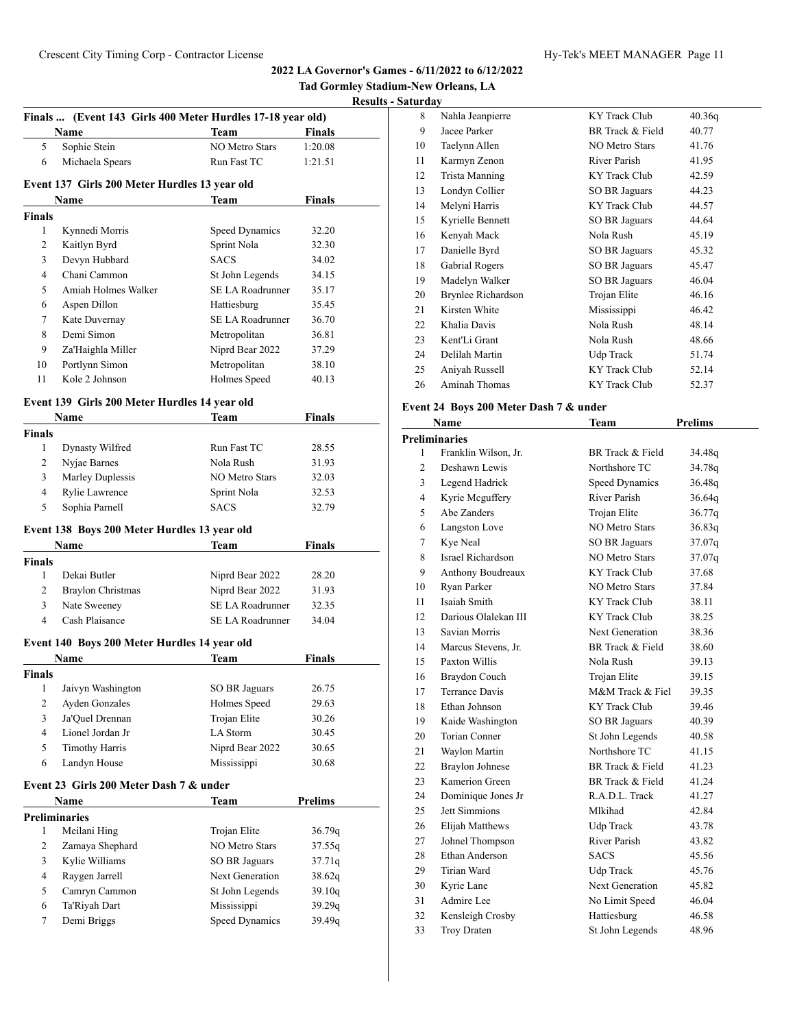2022 LA Governor's Games - 6/11/2022 to 6/12/2022

Tad Gormley Stadium-New Orleans, LA

Results - Saturday

### Finals ... (Event 143 Girls 400 Meter Hurdles 17-18 year old)

| | Name | Team | Finals |
|---|---|---|---|
| 5 | Sophie Stein | NO Metro Stars | 1:20.08 |
| 6 | Michaela Spears | Run Fast TC | 1:21.51 |

### Event 137 Girls 200 Meter Hurdles 13 year old

| | Name | Team | Finals |
|---|---|---|---|
| **Finals** | | | |
| 1 | Kynnedi Morris | Speed Dynamics | 32.20 |
| 2 | Kaitlyn Byrd | Sprint Nola | 32.30 |
| 3 | Devyn Hubbard | SACS | 34.02 |
| 4 | Chani Cammon | St John Legends | 34.15 |
| 5 | Amiah Holmes Walker | SE LA Roadrunner | 35.17 |
| 6 | Aspen Dillon | Hattiesburg | 35.45 |
| 7 | Kate Duvernay | SE LA Roadrunner | 36.70 |
| 8 | Demi Simon | Metropolitan | 36.81 |
| 9 | Za'Haighla Miller | Niprd Bear 2022 | 37.29 |
| 10 | Portlynn Simon | Metropolitan | 38.10 |
| 11 | Kole 2 Johnson | Holmes Speed | 40.13 |

### Event 139 Girls 200 Meter Hurdles 14 year old

| | Name | Team | Finals |
|---|---|---|---|
| **Finals** | | | |
| 1 | Dynasty Wilfred | Run Fast TC | 28.55 |
| 2 | Nyjae Barnes | Nola Rush | 31.93 |
| 3 | Marley Duplessis | NO Metro Stars | 32.03 |
| 4 | Rylie Lawrence | Sprint Nola | 32.53 |
| 5 | Sophia Parnell | SACS | 32.79 |

### Event 138 Boys 200 Meter Hurdles 13 year old

| | Name | Team | Finals |
|---|---|---|---|
| **Finals** | | | |
| 1 | Dekai Butler | Niprd Bear 2022 | 28.20 |
| 2 | Braylon Christmas | Niprd Bear 2022 | 31.93 |
| 3 | Nate Sweeney | SE LA Roadrunner | 32.35 |
| 4 | Cash Plaisance | SE LA Roadrunner | 34.04 |

### Event 140 Boys 200 Meter Hurdles 14 year old

| | Name | Team | Finals |
|---|---|---|---|
| **Finals** | | | |
| 1 | Jaivyn Washington | SO BR Jaguars | 26.75 |
| 2 | Ayden Gonzales | Holmes Speed | 29.63 |
| 3 | Ja'Quel Drennan | Trojan Elite | 30.26 |
| 4 | Lionel Jordan Jr | LA Storm | 30.45 |
| 5 | Timothy Harris | Niprd Bear 2022 | 30.65 |
| 6 | Landyn House | Mississippi | 30.68 |

### Event 23 Girls 200 Meter Dash 7 & under

| | Name | Team | Prelims |
|---|---|---|---|
| **Preliminaries** | | | |
| 1 | Meilani Hing | Trojan Elite | 36.79q |
| 2 | Zamaya Shephard | NO Metro Stars | 37.55q |
| 3 | Kylie Williams | SO BR Jaguars | 37.71q |
| 4 | Raygen Jarrell | Next Generation | 38.62q |
| 5 | Camryn Cammon | St John Legends | 39.10q |
| 6 | Ta'Riyah Dart | Mississippi | 39.29q |
| 7 | Demi Briggs | Speed Dynamics | 39.49q |
| 8 | Nahla Jeanpierre | KY Track Club | 40.36q |
| 9 | Jacee Parker | BR Track & Field | 40.77 |
| 10 | Taelynn Allen | NO Metro Stars | 41.76 |
| 11 | Karmyn Zenon | River Parish | 41.95 |
| 12 | Trista Manning | KY Track Club | 42.59 |
| 13 | Londyn Collier | SO BR Jaguars | 44.23 |
| 14 | Melyni Harris | KY Track Club | 44.57 |
| 15 | Kyrielle Bennett | SO BR Jaguars | 44.64 |
| 16 | Kenyah Mack | Nola Rush | 45.19 |
| 17 | Danielle Byrd | SO BR Jaguars | 45.32 |
| 18 | Gabrial Rogers | SO BR Jaguars | 45.47 |
| 19 | Madelyn Walker | SO BR Jaguars | 46.04 |
| 20 | Brynlee Richardson | Trojan Elite | 46.16 |
| 21 | Kirsten White | Mississippi | 46.42 |
| 22 | Khalia Davis | Nola Rush | 48.14 |
| 23 | Kent'Li Grant | Nola Rush | 48.66 |
| 24 | Delilah Martin | Udp Track | 51.74 |
| 25 | Aniyah Russell | KY Track Club | 52.14 |
| 26 | Aminah Thomas | KY Track Club | 52.37 |

### Event 24 Boys 200 Meter Dash 7 & under

| | Name | Team | Prelims |
|---|---|---|---|
| **Preliminaries** | | | |
| 1 | Franklin Wilson, Jr. | BR Track & Field | 34.48q |
| 2 | Deshawn Lewis | Northshore TC | 34.78q |
| 3 | Legend Hadrick | Speed Dynamics | 36.48q |
| 4 | Kyrie Mcguffery | River Parish | 36.64q |
| 5 | Abe Zanders | Trojan Elite | 36.77q |
| 6 | Langston Love | NO Metro Stars | 36.83q |
| 7 | Kye Neal | SO BR Jaguars | 37.07q |
| 8 | Israel Richardson | NO Metro Stars | 37.07q |
| 9 | Anthony Boudreaux | KY Track Club | 37.68 |
| 10 | Ryan Parker | NO Metro Stars | 37.84 |
| 11 | Isaiah Smith | KY Track Club | 38.11 |
| 12 | Darious Olalekan III | KY Track Club | 38.25 |
| 13 | Savian Morris | Next Generation | 38.36 |
| 14 | Marcus Stevens, Jr. | BR Track & Field | 38.60 |
| 15 | Paxton Willis | Nola Rush | 39.13 |
| 16 | Braydon Couch | Trojan Elite | 39.15 |
| 17 | Terrance Davis | M&M Track & Fiel | 39.35 |
| 18 | Ethan Johnson | KY Track Club | 39.46 |
| 19 | Kaide Washington | SO BR Jaguars | 40.39 |
| 20 | Torian Conner | St John Legends | 40.58 |
| 21 | Waylon Martin | Northshore TC | 41.15 |
| 22 | Braylon Johnese | BR Track & Field | 41.23 |
| 23 | Kamerion Green | BR Track & Field | 41.24 |
| 24 | Dominique Jones Jr | R.A.D.L. Track | 41.27 |
| 25 | Jett Simmions | Mlkihad | 42.84 |
| 26 | Elijah Matthews | Udp Track | 43.78 |
| 27 | Johnel Thompson | River Parish | 43.82 |
| 28 | Ethan Anderson | SACS | 45.56 |
| 29 | Tirian Ward | Udp Track | 45.76 |
| 30 | Kyrie Lane | Next Generation | 45.82 |
| 31 | Admire Lee | No Limit Speed | 46.04 |
| 32 | Kensleigh Crosby | Hattiesburg | 46.58 |
| 33 | Troy Draten | St John Legends | 48.96 |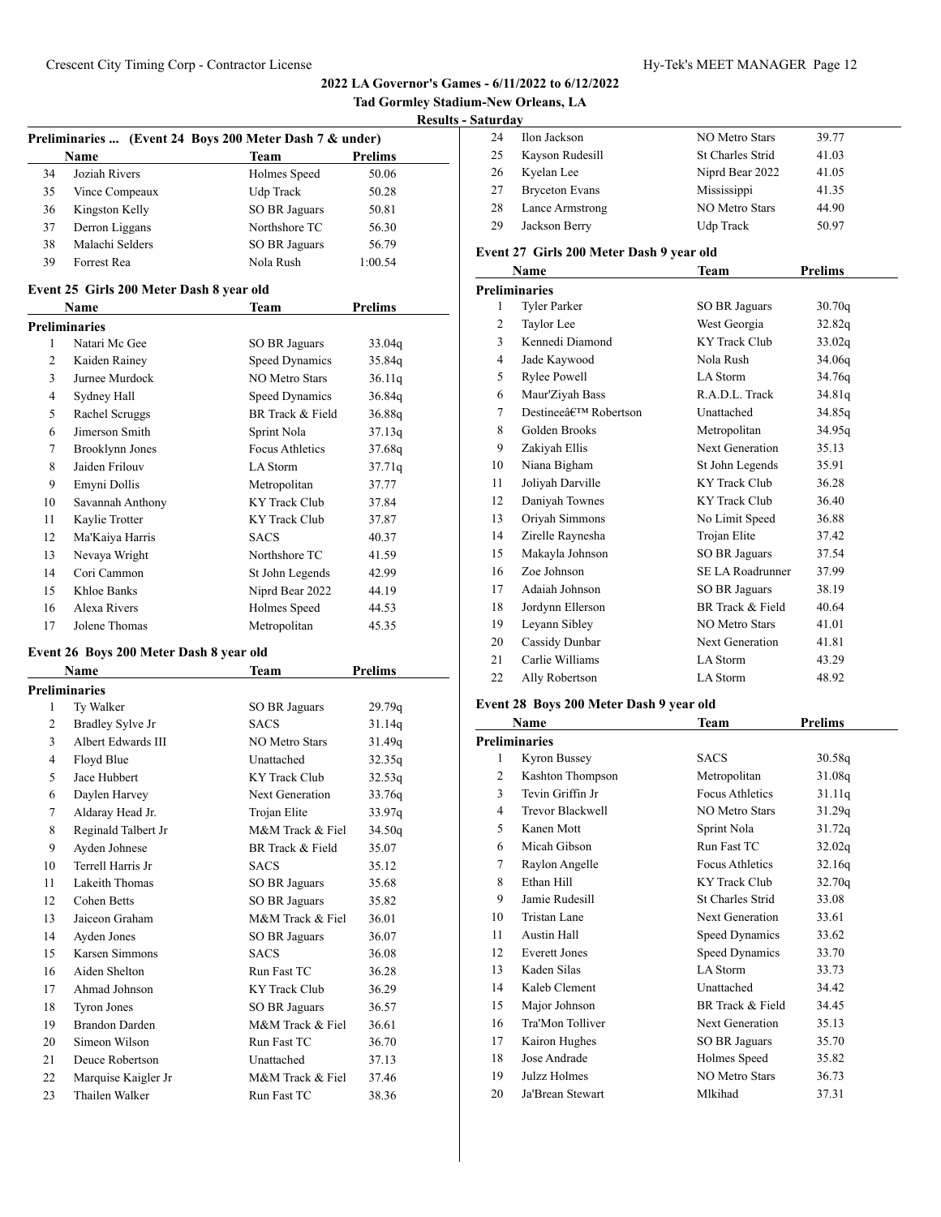**2022 LA Governor's Games - 6/11/2022 to 6/12/2022**

**Tad Gormley Stadium-New Orleans, LA**

**Results - Saturday**

### Preliminaries ... (Event 24 Boys 200 Meter Dash 7 & under)

| | Name | Team | Prelims |
|---|---|---|---|
| 34 | Joziah Rivers | Holmes Speed | 50.06 |
| 35 | Vince Compeaux | Udp Track | 50.28 |
| 36 | Kingston Kelly | SO BR Jaguars | 50.81 |
| 37 | Derron Liggans | Northshore TC | 56.30 |
| 38 | Malachi Selders | SO BR Jaguars | 56.79 |
| 39 | Forrest Rea | Nola Rush | 1:00.54 |

### Event 25 Girls 200 Meter Dash 8 year old

| | Name | Team | Prelims |
|---|---|---|---|
| **Preliminaries** | | | |
| 1 | Natari Mc Gee | SO BR Jaguars | 33.04q |
| 2 | Kaiden Rainey | Speed Dynamics | 35.84q |
| 3 | Jurnee Murdock | NO Metro Stars | 36.11q |
| 4 | Sydney Hall | Speed Dynamics | 36.84q |
| 5 | Rachel Scruggs | BR Track & Field | 36.88q |
| 6 | Jimerson Smith | Sprint Nola | 37.13q |
| 7 | Brooklynn Jones | Focus Athletics | 37.68q |
| 8 | Jaiden Frilouv | LA Storm | 37.71q |
| 9 | Emyni Dollis | Metropolitan | 37.77 |
| 10 | Savannah Anthony | KY Track Club | 37.84 |
| 11 | Kaylie Trotter | KY Track Club | 37.87 |
| 12 | Ma'Kaiya Harris | SACS | 40.37 |
| 13 | Nevaya Wright | Northshore TC | 41.59 |
| 14 | Cori Cammon | St John Legends | 42.99 |
| 15 | Khloe Banks | Niprd Bear 2022 | 44.19 |
| 16 | Alexa Rivers | Holmes Speed | 44.53 |
| 17 | Jolene Thomas | Metropolitan | 45.35 |

### Event 26 Boys 200 Meter Dash 8 year old

| | Name | Team | Prelims |
|---|---|---|---|
| **Preliminaries** | | | |
| 1 | Ty Walker | SO BR Jaguars | 29.79q |
| 2 | Bradley Sylve Jr | SACS | 31.14q |
| 3 | Albert Edwards III | NO Metro Stars | 31.49q |
| 4 | Floyd Blue | Unattached | 32.35q |
| 5 | Jace Hubbert | KY Track Club | 32.53q |
| 6 | Daylen Harvey | Next Generation | 33.76q |
| 7 | Aldaray Head Jr. | Trojan Elite | 33.97q |
| 8 | Reginald Talbert Jr | M&M Track & Fiel | 34.50q |
| 9 | Ayden Johnese | BR Track & Field | 35.07 |
| 10 | Terrell Harris Jr | SACS | 35.12 |
| 11 | Lakeith Thomas | SO BR Jaguars | 35.68 |
| 12 | Cohen Betts | SO BR Jaguars | 35.82 |
| 13 | Jaiceon Graham | M&M Track & Fiel | 36.01 |
| 14 | Ayden Jones | SO BR Jaguars | 36.07 |
| 15 | Karsen Simmons | SACS | 36.08 |
| 16 | Aiden Shelton | Run Fast TC | 36.28 |
| 17 | Ahmad Johnson | KY Track Club | 36.29 |
| 18 | Tyron Jones | SO BR Jaguars | 36.57 |
| 19 | Brandon Darden | M&M Track & Fiel | 36.61 |
| 20 | Simeon Wilson | Run Fast TC | 36.70 |
| 21 | Deuce Robertson | Unattached | 37.13 |
| 22 | Marquise Kaigler Jr | M&M Track & Fiel | 37.46 |
| 23 | Thailen Walker | Run Fast TC | 38.36 |
| 24 | Ilon Jackson | NO Metro Stars | 39.77 |
| 25 | Kayson Rudesill | St Charles Strid | 41.03 |
| 26 | Kyelan Lee | Niprd Bear 2022 | 41.05 |
| 27 | Bryceton Evans | Mississippi | 41.35 |
| 28 | Lance Armstrong | NO Metro Stars | 44.90 |
| 29 | Jackson Berry | Udp Track | 50.97 |

### Event 27 Girls 200 Meter Dash 9 year old

| | Name | Team | Prelims |
|---|---|---|---|
| **Preliminaries** | | | |
| 1 | Tyler Parker | SO BR Jaguars | 30.70q |
| 2 | Taylor Lee | West Georgia | 32.82q |
| 3 | Kennedi Diamond | KY Track Club | 33.02q |
| 4 | Jade Kaywood | Nola Rush | 34.06q |
| 5 | Rylee Powell | LA Storm | 34.76q |
| 6 | Maur'Ziyah Bass | R.A.D.L. Track | 34.81q |
| 7 | Destineeâ€™ Robertson | Unattached | 34.85q |
| 8 | Golden Brooks | Metropolitan | 34.95q |
| 9 | Zakiyah Ellis | Next Generation | 35.13 |
| 10 | Niana Bigham | St John Legends | 35.91 |
| 11 | Joliyah Darville | KY Track Club | 36.28 |
| 12 | Daniyah Townes | KY Track Club | 36.40 |
| 13 | Oriyah Simmons | No Limit Speed | 36.88 |
| 14 | Zirelle Raynesha | Trojan Elite | 37.42 |
| 15 | Makayla Johnson | SO BR Jaguars | 37.54 |
| 16 | Zoe Johnson | SE LA Roadrunner | 37.99 |
| 17 | Adaiah Johnson | SO BR Jaguars | 38.19 |
| 18 | Jordynn Ellerson | BR Track & Field | 40.64 |
| 19 | Leyann Sibley | NO Metro Stars | 41.01 |
| 20 | Cassidy Dunbar | Next Generation | 41.81 |
| 21 | Carlie Williams | LA Storm | 43.29 |
| 22 | Ally Robertson | LA Storm | 48.92 |

### Event 28 Boys 200 Meter Dash 9 year old

| | Name | Team | Prelims |
|---|---|---|---|
| **Preliminaries** | | | |
| 1 | Kyron Bussey | SACS | 30.58q |
| 2 | Kashton Thompson | Metropolitan | 31.08q |
| 3 | Tevin Griffin Jr | Focus Athletics | 31.11q |
| 4 | Trevor Blackwell | NO Metro Stars | 31.29q |
| 5 | Kanen Mott | Sprint Nola | 31.72q |
| 6 | Micah Gibson | Run Fast TC | 32.02q |
| 7 | Raylon Angelle | Focus Athletics | 32.16q |
| 8 | Ethan Hill | KY Track Club | 32.70q |
| 9 | Jamie Rudesill | St Charles Strid | 33.08 |
| 10 | Tristan Lane | Next Generation | 33.61 |
| 11 | Austin Hall | Speed Dynamics | 33.62 |
| 12 | Everett Jones | Speed Dynamics | 33.70 |
| 13 | Kaden Silas | LA Storm | 33.73 |
| 14 | Kaleb Clement | Unattached | 34.42 |
| 15 | Major Johnson | BR Track & Field | 34.45 |
| 16 | Tra'Mon Tolliver | Next Generation | 35.13 |
| 17 | Kairon Hughes | SO BR Jaguars | 35.70 |
| 18 | Jose Andrade | Holmes Speed | 35.82 |
| 19 | Julzz Holmes | NO Metro Stars | 36.73 |
| 20 | Ja'Brean Stewart | Mlkihad | 37.31 |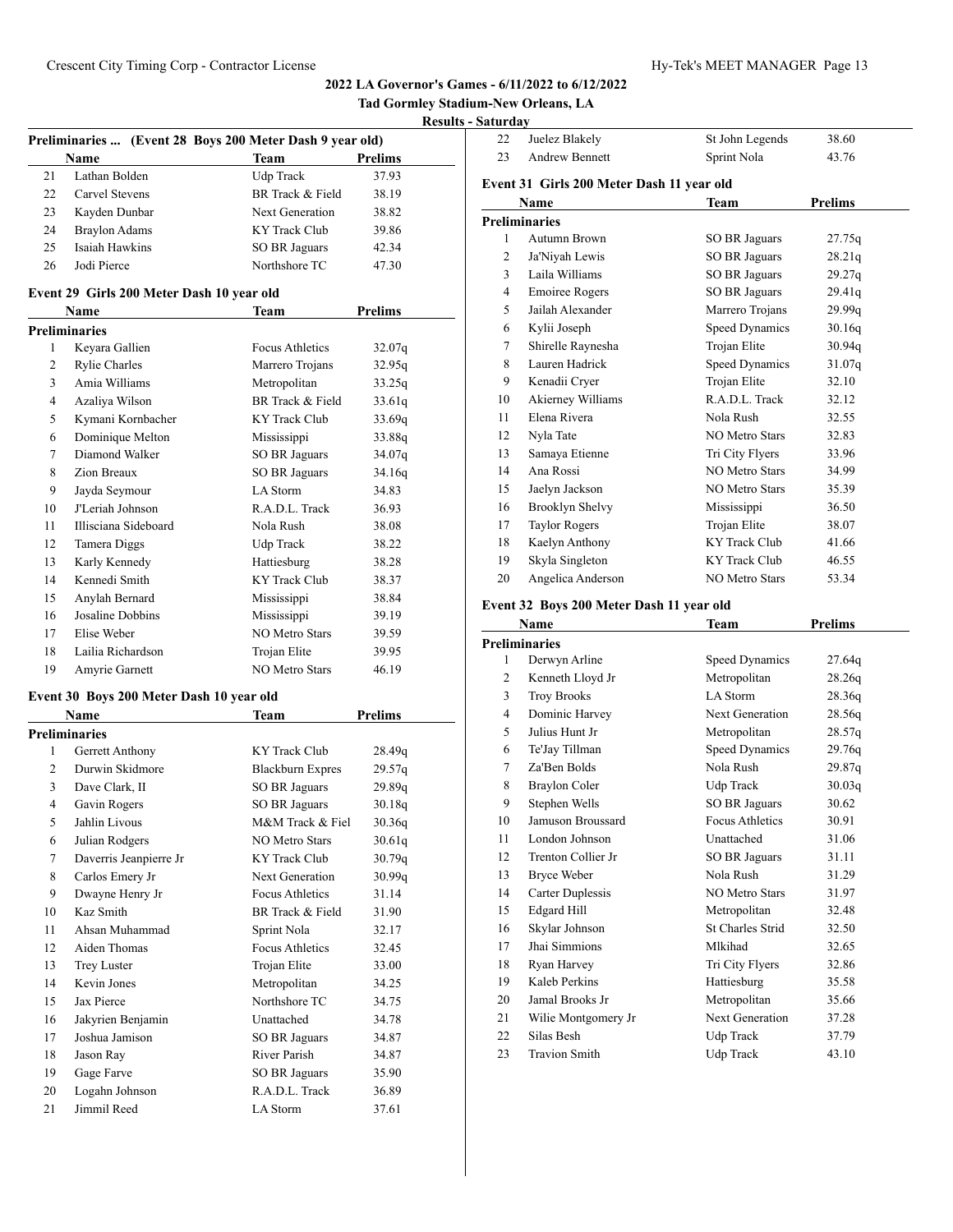**2022 LA Governor's Games - 6/11/2022 to 6/12/2022**

**Tad Gormley Stadium-New Orleans, LA**

**Results - Saturday**

### Preliminaries ... (Event 28 Boys 200 Meter Dash 9 year old)

| | Name | Team | Prelims |
|---|---|---|---|
| 21 | Lathan Bolden | Udp Track | 37.93 |
| 22 | Carvel Stevens | BR Track & Field | 38.19 |
| 23 | Kayden Dunbar | Next Generation | 38.82 |
| 24 | Braylon Adams | KY Track Club | 39.86 |
| 25 | Isaiah Hawkins | SO BR Jaguars | 42.34 |
| 26 | Jodi Pierce | Northshore TC | 47.30 |

### Event 29 Girls 200 Meter Dash 10 year old

| | Name | Team | Prelims |
|---|---|---|---|
| **Preliminaries** | | | |
| 1 | Keyara Gallien | Focus Athletics | 32.07q |
| 2 | Rylie Charles | Marrero Trojans | 32.95q |
| 3 | Amia Williams | Metropolitan | 33.25q |
| 4 | Azaliya Wilson | BR Track & Field | 33.61q |
| 5 | Kymani Kornbacher | KY Track Club | 33.69q |
| 6 | Dominique Melton | Mississippi | 33.88q |
| 7 | Diamond Walker | SO BR Jaguars | 34.07q |
| 8 | Zion Breaux | SO BR Jaguars | 34.16q |
| 9 | Jayda Seymour | LA Storm | 34.83 |
| 10 | J'Leriah Johnson | R.A.D.L. Track | 36.93 |
| 11 | Illisciana Sideboard | Nola Rush | 38.08 |
| 12 | Tamera Diggs | Udp Track | 38.22 |
| 13 | Karly Kennedy | Hattiesburg | 38.28 |
| 14 | Kennedi Smith | KY Track Club | 38.37 |
| 15 | Anylah Bernard | Mississippi | 38.84 |
| 16 | Josaline Dobbins | Mississippi | 39.19 |
| 17 | Elise Weber | NO Metro Stars | 39.59 |
| 18 | Lailia Richardson | Trojan Elite | 39.95 |
| 19 | Amyrie Garnett | NO Metro Stars | 46.19 |

### Event 30 Boys 200 Meter Dash 10 year old

| | Name | Team | Prelims |
|---|---|---|---|
| **Preliminaries** | | | |
| 1 | Gerrett Anthony | KY Track Club | 28.49q |
| 2 | Durwin Skidmore | Blackburn Expres | 29.57q |
| 3 | Dave Clark, II | SO BR Jaguars | 29.89q |
| 4 | Gavin Rogers | SO BR Jaguars | 30.18q |
| 5 | Jahlin Livous | M&M Track & Fiel | 30.36q |
| 6 | Julian Rodgers | NO Metro Stars | 30.61q |
| 7 | Daverris Jeanpierre Jr | KY Track Club | 30.79q |
| 8 | Carlos Emery Jr | Next Generation | 30.99q |
| 9 | Dwayne Henry Jr | Focus Athletics | 31.14 |
| 10 | Kaz Smith | BR Track & Field | 31.90 |
| 11 | Ahsan Muhammad | Sprint Nola | 32.17 |
| 12 | Aiden Thomas | Focus Athletics | 32.45 |
| 13 | Trey Luster | Trojan Elite | 33.00 |
| 14 | Kevin Jones | Metropolitan | 34.25 |
| 15 | Jax Pierce | Northshore TC | 34.75 |
| 16 | Jakyrien Benjamin | Unattached | 34.78 |
| 17 | Joshua Jamison | SO BR Jaguars | 34.87 |
| 18 | Jason Ray | River Parish | 34.87 |
| 19 | Gage Farve | SO BR Jaguars | 35.90 |
| 20 | Logahn Johnson | R.A.D.L. Track | 36.89 |
| 21 | Jimmil Reed | LA Storm | 37.61 |
| 22 | Juelez Blakely | St John Legends | 38.60 |
| 23 | Andrew Bennett | Sprint Nola | 43.76 |

### Event 31 Girls 200 Meter Dash 11 year old

| | Name | Team | Prelims |
|---|---|---|---|
| **Preliminaries** | | | |
| 1 | Autumn Brown | SO BR Jaguars | 27.75q |
| 2 | Ja'Niyah Lewis | SO BR Jaguars | 28.21q |
| 3 | Laila Williams | SO BR Jaguars | 29.27q |
| 4 | Emoiree Rogers | SO BR Jaguars | 29.41q |
| 5 | Jailah Alexander | Marrero Trojans | 29.99q |
| 6 | Kylii Joseph | Speed Dynamics | 30.16q |
| 7 | Shirelle Raynesha | Trojan Elite | 30.94q |
| 8 | Lauren Hadrick | Speed Dynamics | 31.07q |
| 9 | Kenadii Cryer | Trojan Elite | 32.10 |
| 10 | Akierney Williams | R.A.D.L. Track | 32.12 |
| 11 | Elena Rivera | Nola Rush | 32.55 |
| 12 | Nyla Tate | NO Metro Stars | 32.83 |
| 13 | Samaya Etienne | Tri City Flyers | 33.96 |
| 14 | Ana Rossi | NO Metro Stars | 34.99 |
| 15 | Jaelyn Jackson | NO Metro Stars | 35.39 |
| 16 | Brooklyn Shelvy | Mississippi | 36.50 |
| 17 | Taylor Rogers | Trojan Elite | 38.07 |
| 18 | Kaelyn Anthony | KY Track Club | 41.66 |
| 19 | Skyla Singleton | KY Track Club | 46.55 |
| 20 | Angelica Anderson | NO Metro Stars | 53.34 |

### Event 32 Boys 200 Meter Dash 11 year old

| | Name | Team | Prelims |
|---|---|---|---|
| **Preliminaries** | | | |
| 1 | Derwyn Arline | Speed Dynamics | 27.64q |
| 2 | Kenneth Lloyd Jr | Metropolitan | 28.26q |
| 3 | Troy Brooks | LA Storm | 28.36q |
| 4 | Dominic Harvey | Next Generation | 28.56q |
| 5 | Julius Hunt Jr | Metropolitan | 28.57q |
| 6 | Te'Jay Tillman | Speed Dynamics | 29.76q |
| 7 | Za'Ben Bolds | Nola Rush | 29.87q |
| 8 | Braylon Coler | Udp Track | 30.03q |
| 9 | Stephen Wells | SO BR Jaguars | 30.62 |
| 10 | Jamuson Broussard | Focus Athletics | 30.91 |
| 11 | London Johnson | Unattached | 31.06 |
| 12 | Trenton Collier Jr | SO BR Jaguars | 31.11 |
| 13 | Bryce Weber | Nola Rush | 31.29 |
| 14 | Carter Duplessis | NO Metro Stars | 31.97 |
| 15 | Edgard Hill | Metropolitan | 32.48 |
| 16 | Skylar Johnson | St Charles Strid | 32.50 |
| 17 | Jhai Simmions | Mlkihad | 32.65 |
| 18 | Ryan Harvey | Tri City Flyers | 32.86 |
| 19 | Kaleb Perkins | Hattiesburg | 35.58 |
| 20 | Jamal Brooks Jr | Metropolitan | 35.66 |
| 21 | Wilie Montgomery Jr | Next Generation | 37.28 |
| 22 | Silas Besh | Udp Track | 37.79 |
| 23 | Travion Smith | Udp Track | 43.10 |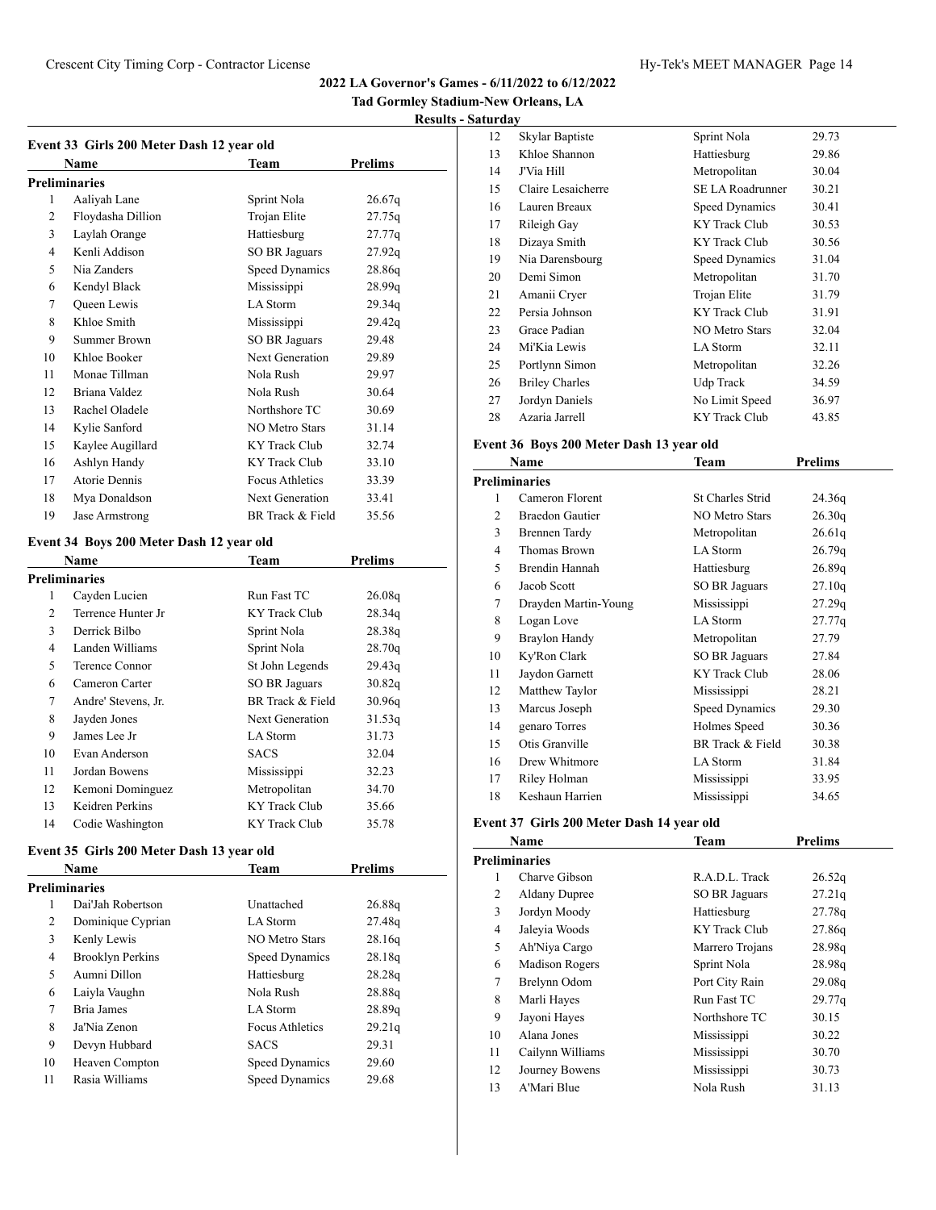**2022 LA Governor's Games - 6/11/2022 to 6/12/2022**

**Tad Gormley Stadium-New Orleans, LA**

**Results - Saturday**

### Event 33 Girls 200 Meter Dash 12 year old

| | Name | Team | Prelims |
|---|---|---|---|
| **Preliminaries** | | | |
| 1 | Aaliyah Lane | Sprint Nola | 26.67q |
| 2 | Floydasha Dillion | Trojan Elite | 27.75q |
| 3 | Laylah Orange | Hattiesburg | 27.77q |
| 4 | Kenli Addison | SO BR Jaguars | 27.92q |
| 5 | Nia Zanders | Speed Dynamics | 28.86q |
| 6 | Kendyl Black | Mississippi | 28.99q |
| 7 | Queen Lewis | LA Storm | 29.34q |
| 8 | Khloe Smith | Mississippi | 29.42q |
| 9 | Summer Brown | SO BR Jaguars | 29.48 |
| 10 | Khloe Booker | Next Generation | 29.89 |
| 11 | Monae Tillman | Nola Rush | 29.97 |
| 12 | Briana Valdez | Nola Rush | 30.64 |
| 13 | Rachel Oladele | Northshore TC | 30.69 |
| 14 | Kylie Sanford | NO Metro Stars | 31.14 |
| 15 | Kaylee Augillard | KY Track Club | 32.74 |
| 16 | Ashlyn Handy | KY Track Club | 33.10 |
| 17 | Atorie Dennis | Focus Athletics | 33.39 |
| 18 | Mya Donaldson | Next Generation | 33.41 |
| 19 | Jase Armstrong | BR Track & Field | 35.56 |

### Event 34 Boys 200 Meter Dash 12 year old

| | Name | Team | Prelims |
|---|---|---|---|
| **Preliminaries** | | | |
| 1 | Cayden Lucien | Run Fast TC | 26.08q |
| 2 | Terrence Hunter Jr | KY Track Club | 28.34q |
| 3 | Derrick Bilbo | Sprint Nola | 28.38q |
| 4 | Landen Williams | Sprint Nola | 28.70q |
| 5 | Terence Connor | St John Legends | 29.43q |
| 6 | Cameron Carter | SO BR Jaguars | 30.82q |
| 7 | Andre' Stevens, Jr. | BR Track & Field | 30.96q |
| 8 | Jayden Jones | Next Generation | 31.53q |
| 9 | James Lee Jr | LA Storm | 31.73 |
| 10 | Evan Anderson | SACS | 32.04 |
| 11 | Jordan Bowens | Mississippi | 32.23 |
| 12 | Kemoni Dominguez | Metropolitan | 34.70 |
| 13 | Keidren Perkins | KY Track Club | 35.66 |
| 14 | Codie Washington | KY Track Club | 35.78 |

### Event 35 Girls 200 Meter Dash 13 year old

| | Name | Team | Prelims |
|---|---|---|---|
| **Preliminaries** | | | |
| 1 | Dai'Jah Robertson | Unattached | 26.88q |
| 2 | Dominique Cyprian | LA Storm | 27.48q |
| 3 | Kenly Lewis | NO Metro Stars | 28.16q |
| 4 | Brooklyn Perkins | Speed Dynamics | 28.18q |
| 5 | Aumni Dillon | Hattiesburg | 28.28q |
| 6 | Laiyla Vaughn | Nola Rush | 28.88q |
| 7 | Bria James | LA Storm | 28.89q |
| 8 | Ja'Nia Zenon | Focus Athletics | 29.21q |
| 9 | Devyn Hubbard | SACS | 29.31 |
| 10 | Heaven Compton | Speed Dynamics | 29.60 |
| 11 | Rasia Williams | Speed Dynamics | 29.68 |
| 12 | Skylar Baptiste | Sprint Nola | 29.73 |
| 13 | Khloe Shannon | Hattiesburg | 29.86 |
| 14 | J'Via Hill | Metropolitan | 30.04 |
| 15 | Claire Lesaicherre | SE LA Roadrunner | 30.21 |
| 16 | Lauren Breaux | Speed Dynamics | 30.41 |
| 17 | Rileigh Gay | KY Track Club | 30.53 |
| 18 | Dizaya Smith | KY Track Club | 30.56 |
| 19 | Nia Darensbourg | Speed Dynamics | 31.04 |
| 20 | Demi Simon | Metropolitan | 31.70 |
| 21 | Amanii Cryer | Trojan Elite | 31.79 |
| 22 | Persia Johnson | KY Track Club | 31.91 |
| 23 | Grace Padian | NO Metro Stars | 32.04 |
| 24 | Mi'Kia Lewis | LA Storm | 32.11 |
| 25 | Portlynn Simon | Metropolitan | 32.26 |
| 26 | Briley Charles | Udp Track | 34.59 |
| 27 | Jordyn Daniels | No Limit Speed | 36.97 |
| 28 | Azaria Jarrell | KY Track Club | 43.85 |

### Event 36 Boys 200 Meter Dash 13 year old

| | Name | Team | Prelims |
|---|---|---|---|
| **Preliminaries** | | | |
| 1 | Cameron Florent | St Charles Strid | 24.36q |
| 2 | Braedon Gautier | NO Metro Stars | 26.30q |
| 3 | Brennen Tardy | Metropolitan | 26.61q |
| 4 | Thomas Brown | LA Storm | 26.79q |
| 5 | Brendin Hannah | Hattiesburg | 26.89q |
| 6 | Jacob Scott | SO BR Jaguars | 27.10q |
| 7 | Drayden Martin-Young | Mississippi | 27.29q |
| 8 | Logan Love | LA Storm | 27.77q |
| 9 | Braylon Handy | Metropolitan | 27.79 |
| 10 | Ky'Ron Clark | SO BR Jaguars | 27.84 |
| 11 | Jaydon Garnett | KY Track Club | 28.06 |
| 12 | Matthew Taylor | Mississippi | 28.21 |
| 13 | Marcus Joseph | Speed Dynamics | 29.30 |
| 14 | genaro Torres | Holmes Speed | 30.36 |
| 15 | Otis Granville | BR Track & Field | 30.38 |
| 16 | Drew Whitmore | LA Storm | 31.84 |
| 17 | Riley Holman | Mississippi | 33.95 |
| 18 | Keshaun Harrien | Mississippi | 34.65 |

### Event 37 Girls 200 Meter Dash 14 year old

| | Name | Team | Prelims |
|---|---|---|---|
| **Preliminaries** | | | |
| 1 | Charve Gibson | R.A.D.L. Track | 26.52q |
| 2 | Aldany Dupree | SO BR Jaguars | 27.21q |
| 3 | Jordyn Moody | Hattiesburg | 27.78q |
| 4 | Jaleyia Woods | KY Track Club | 27.86q |
| 5 | Ah'Niya Cargo | Marrero Trojans | 28.98q |
| 6 | Madison Rogers | Sprint Nola | 28.98q |
| 7 | Brelynn Odom | Port City Rain | 29.08q |
| 8 | Marli Hayes | Run Fast TC | 29.77q |
| 9 | Jayoni Hayes | Northshore TC | 30.15 |
| 10 | Alana Jones | Mississippi | 30.22 |
| 11 | Cailynn Williams | Mississippi | 30.70 |
| 12 | Journey Bowens | Mississippi | 30.73 |
| 13 | A'Mari Blue | Nola Rush | 31.13 |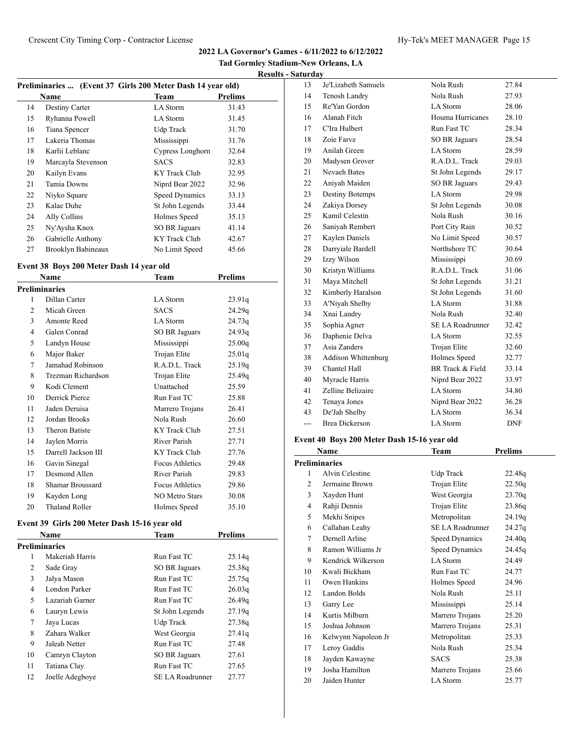**2022 LA Governor's Games - 6/11/2022 to 6/12/2022**

**Tad Gormley Stadium-New Orleans, LA**

**Results - Saturday**

### Preliminaries ... (Event 37 Girls 200 Meter Dash 14 year old)

| | Name | Team | Prelims |
|---|---|---|---|
| 14 | Destiny Carter | LA Storm | 31.43 |
| 15 | Ryhanna Powell | LA Storm | 31.45 |
| 16 | Tiana Spencer | Udp Track | 31.70 |
| 17 | Lakeria Thomas | Mississippi | 31.76 |
| 18 | Karlii Leblanc | Cypress Longhorn | 32.64 |
| 19 | Marcayla Stevenson | SACS | 32.83 |
| 20 | Kailyn Evans | KY Track Club | 32.95 |
| 21 | Tamia Downs | Niprd Bear 2022 | 32.96 |
| 22 | Niyko Square | Speed Dynamics | 33.13 |
| 23 | Kalae Duhe | St John Legends | 33.44 |
| 24 | Ally Collins | Holmes Speed | 35.13 |
| 25 | Ny'Aysha Knox | SO BR Jaguars | 41.14 |
| 26 | Gabrielle Anthony | KY Track Club | 42.67 |
| 27 | Brooklyn Babineaux | No Limit Speed | 45.66 |

### Event 38 Boys 200 Meter Dash 14 year old

| | Name | Team | Prelims |
|---|---|---|---|
| **Preliminaries** | | | |
| 1 | Dillan Carter | LA Storm | 23.91q |
| 2 | Micah Green | SACS | 24.29q |
| 3 | Amonte Reed | LA Storm | 24.73q |
| 4 | Galen Conrad | SO BR Jaguars | 24.93q |
| 5 | Landyn House | Mississippi | 25.00q |
| 6 | Major Baker | Trojan Elite | 25.01q |
| 7 | Jamahad Robinson | R.A.D.L. Track | 25.19q |
| 8 | Trezman Richardson | Trojan Elite | 25.49q |
| 9 | Kodi Clement | Unattached | 25.59 |
| 10 | Derrick Pierce | Run Fast TC | 25.88 |
| 11 | Jaden Deruisa | Marrero Trojans | 26.41 |
| 12 | Jordan Brooks | Nola Rush | 26.60 |
| 13 | Theron Batiste | KY Track Club | 27.51 |
| 14 | Jaylen Morris | River Parish | 27.71 |
| 15 | Darrell Jackson III | KY Track Club | 27.76 |
| 16 | Gavin Sinegal | Focus Athletics | 29.48 |
| 17 | Desmond Allen | River Parish | 29.83 |
| 18 | Shamar Broussard | Focus Athletics | 29.86 |
| 19 | Kayden Long | NO Metro Stars | 30.08 |
| 20 | Thaland Roller | Holmes Speed | 35.10 |

### Event 39 Girls 200 Meter Dash 15-16 year old

| | Name | Team | Prelims |
|---|---|---|---|
| **Preliminaries** | | | |
| 1 | Makeriah Harris | Run Fast TC | 25.14q |
| 2 | Sade Gray | SO BR Jaguars | 25.38q |
| 3 | Jalya Mason | Run Fast TC | 25.75q |
| 4 | London Parker | Run Fast TC | 26.03q |
| 5 | Lazariah Garner | Run Fast TC | 26.49q |
| 6 | Lauryn Lewis | St John Legends | 27.19q |
| 7 | Jaya Lucas | Udp Track | 27.38q |
| 8 | Zahara Walker | West Georgia | 27.41q |
| 9 | Jaleah Netter | Run Fast TC | 27.48 |
| 10 | Camryn Clayton | SO BR Jaguars | 27.61 |
| 11 | Tatiana Clay | Run Fast TC | 27.65 |
| 12 | Joelle Adegboye | SE LA Roadrunner | 27.77 |
| 13 | Je'Lizabeth Samuels | Nola Rush | 27.84 |
| 14 | Tenosh Landry | Nola Rush | 27.93 |
| 15 | Re'Yan Gordon | LA Storm | 28.06 |
| 16 | Alanah Fitch | Houma Hurricanes | 28.10 |
| 17 | C'Ira Hulbert | Run Fast TC | 28.34 |
| 18 | Zoie Farve | SO BR Jaguars | 28.54 |
| 19 | Anilah Green | LA Storm | 28.59 |
| 20 | Madysen Grover | R.A.D.L. Track | 29.03 |
| 21 | Nevaeh Bates | St John Legends | 29.17 |
| 22 | Aniyah Maiden | SO BR Jaguars | 29.43 |
| 23 | Destiny Botemps | LA Storm | 29.98 |
| 24 | Zakiya Dorsey | St John Legends | 30.08 |
| 25 | Kamil Celestin | Nola Rush | 30.16 |
| 26 | Saniyah Rembert | Port City Rain | 30.52 |
| 27 | Kaylen Daniels | No Limit Speed | 30.57 |
| 28 | Darryiale Bardell | Northshore TC | 30.64 |
| 29 | Izzy Wilson | Mississippi | 30.69 |
| 30 | Kristyn Williams | R.A.D.L. Track | 31.06 |
| 31 | Maya Mitchell | St John Legends | 31.21 |
| 32 | Kimberly Haralson | St John Legends | 31.60 |
| 33 | A'Niyah Shelby | LA Storm | 31.88 |
| 34 | Xnai Landry | Nola Rush | 32.40 |
| 35 | Sophia Agner | SE LA Roadrunner | 32.42 |
| 36 | Daphenie Delva | LA Storm | 32.55 |
| 37 | Asia Zanders | Trojan Elite | 32.60 |
| 38 | Addison Whittenburg | Holmes Speed | 32.77 |
| 39 | Chantel Hall | BR Track & Field | 33.14 |
| 40 | Myracle Harris | Niprd Bear 2022 | 33.97 |
| 41 | Zelline Belizaire | LA Storm | 34.80 |
| 42 | Tenaya Jones | Niprd Bear 2022 | 36.28 |
| 43 | De'Jah Shelby | LA Storm | 36.34 |
| --- | Brea Dickerson | LA Storm | DNF |

### Event 40 Boys 200 Meter Dash 15-16 year old

| | Name | Team | Prelims |
|---|---|---|---|
| **Preliminaries** | | | |
| 1 | Alvin Celestine | Udp Track | 22.48q |
| 2 | Jermaine Brown | Trojan Elite | 22.50q |
| 3 | Xayden Hunt | West Georgia | 23.70q |
| 4 | Rahji Dennis | Trojan Elite | 23.86q |
| 5 | Mekhi Snipes | Metropolitan | 24.19q |
| 6 | Callahan Leahy | SE LA Roadrunner | 24.27q |
| 7 | Dernell Arline | Speed Dynamics | 24.40q |
| 8 | Ramon Williams Jr | Speed Dynamics | 24.45q |
| 9 | Kendrick Wilkerson | LA Storm | 24.49 |
| 10 | Kwali Bickham | Run Fast TC | 24.77 |
| 11 | Owen Hankins | Holmes Speed | 24.96 |
| 12 | Landon Bolds | Nola Rush | 25.11 |
| 13 | Garry Lee | Mississippi | 25.14 |
| 14 | Kurtis Milburn | Marrero Trojans | 25.20 |
| 15 | Joshua Johnson | Marrero Trojans | 25.31 |
| 16 | Kelwynn Napoleon Jr | Metropolitan | 25.33 |
| 17 | Leroy Gaddis | Nola Rush | 25.34 |
| 18 | Jayden Kawayne | SACS | 25.38 |
| 19 | Josha Hamilton | Marrero Trojans | 25.66 |
| 20 | Jaiden Hunter | LA Storm | 25.77 |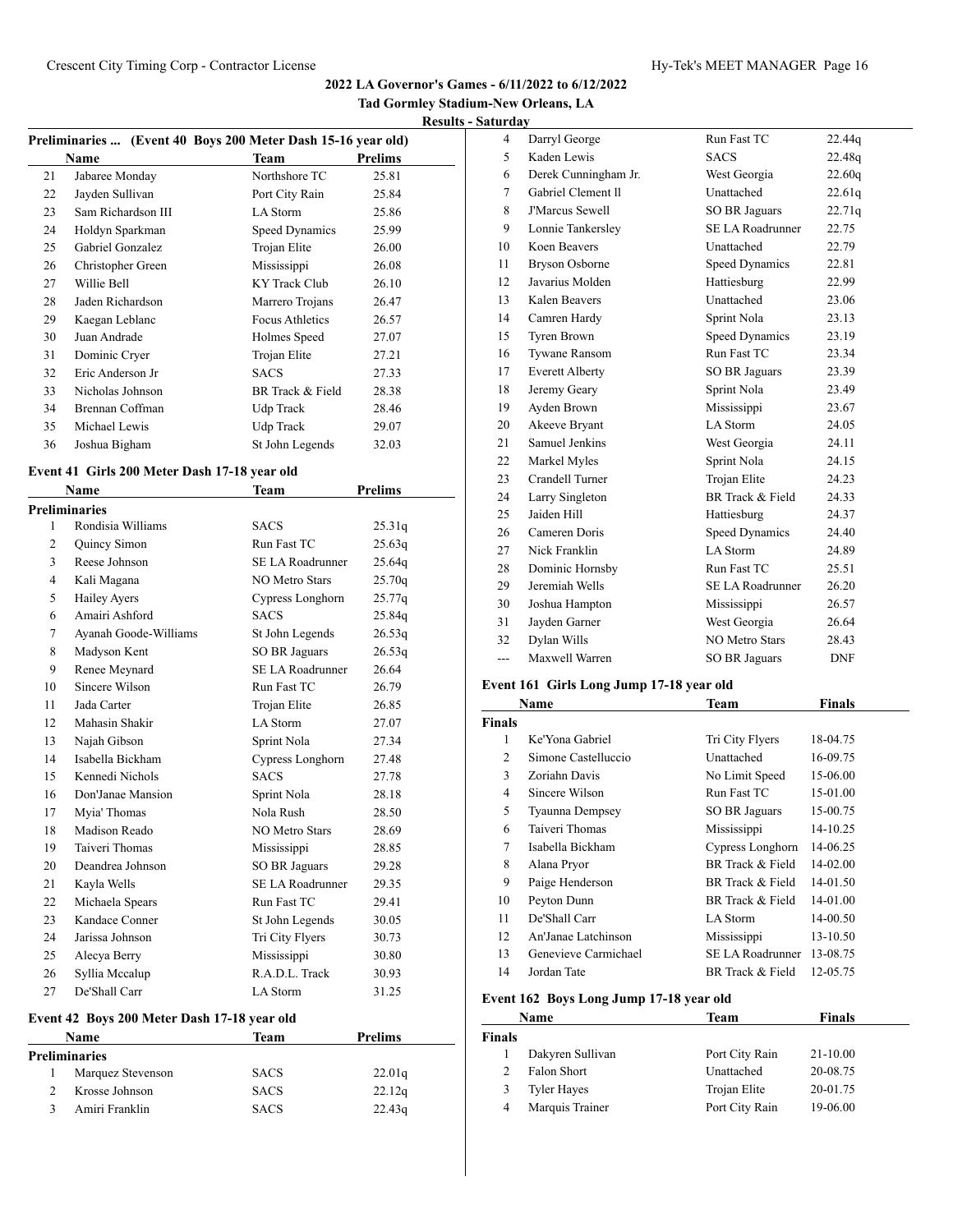## 2022 LA Governor's Games - 6/11/2022 to 6/12/2022

### Tad Gormley Stadium-New Orleans, LA

#### Results - Saturday

### Preliminaries ... (Event 40 Boys 200 Meter Dash 15-16 year old)

| | Name | Team | Prelims |
|---|---|---|---|
| 21 | Jabaree Monday | Northshore TC | 25.81 |
| 22 | Jayden Sullivan | Port City Rain | 25.84 |
| 23 | Sam Richardson III | LA Storm | 25.86 |
| 24 | Holdyn Sparkman | Speed Dynamics | 25.99 |
| 25 | Gabriel Gonzalez | Trojan Elite | 26.00 |
| 26 | Christopher Green | Mississippi | 26.08 |
| 27 | Willie Bell | KY Track Club | 26.10 |
| 28 | Jaden Richardson | Marrero Trojans | 26.47 |
| 29 | Kaegan Leblanc | Focus Athletics | 26.57 |
| 30 | Juan Andrade | Holmes Speed | 27.07 |
| 31 | Dominic Cryer | Trojan Elite | 27.21 |
| 32 | Eric Anderson Jr | SACS | 27.33 |
| 33 | Nicholas Johnson | BR Track & Field | 28.38 |
| 34 | Brennan Coffman | Udp Track | 28.46 |
| 35 | Michael Lewis | Udp Track | 29.07 |
| 36 | Joshua Bigham | St John Legends | 32.03 |

### Event 41 Girls 200 Meter Dash 17-18 year old

| | Name | Team | Prelims |
|---|---|---|---|
| **Preliminaries** | | | |
| 1 | Rondisia Williams | SACS | 25.31q |
| 2 | Quincy Simon | Run Fast TC | 25.63q |
| 3 | Reese Johnson | SE LA Roadrunner | 25.64q |
| 4 | Kali Magana | NO Metro Stars | 25.70q |
| 5 | Hailey Ayers | Cypress Longhorn | 25.77q |
| 6 | Amairi Ashford | SACS | 25.84q |
| 7 | Ayanah Goode-Williams | St John Legends | 26.53q |
| 8 | Madyson Kent | SO BR Jaguars | 26.53q |
| 9 | Renee Meynard | SE LA Roadrunner | 26.64 |
| 10 | Sincere Wilson | Run Fast TC | 26.79 |
| 11 | Jada Carter | Trojan Elite | 26.85 |
| 12 | Mahasin Shakir | LA Storm | 27.07 |
| 13 | Najah Gibson | Sprint Nola | 27.34 |
| 14 | Isabella Bickham | Cypress Longhorn | 27.48 |
| 15 | Kennedi Nichols | SACS | 27.78 |
| 16 | Don'Janae Mansion | Sprint Nola | 28.18 |
| 17 | Myia' Thomas | Nola Rush | 28.50 |
| 18 | Madison Reado | NO Metro Stars | 28.69 |
| 19 | Taiveri Thomas | Mississippi | 28.85 |
| 20 | Deandrea Johnson | SO BR Jaguars | 29.28 |
| 21 | Kayla Wells | SE LA Roadrunner | 29.35 |
| 22 | Michaela Spears | Run Fast TC | 29.41 |
| 23 | Kandace Conner | St John Legends | 30.05 |
| 24 | Jarissa Johnson | Tri City Flyers | 30.73 |
| 25 | Alecya Berry | Mississippi | 30.80 |
| 26 | Syllia Mccalup | R.A.D.L. Track | 30.93 |
| 27 | De'Shall Carr | LA Storm | 31.25 |

### Event 42 Boys 200 Meter Dash 17-18 year old

| | Name | Team | Prelims |
|---|---|---|---|
| **Preliminaries** | | | |
| 1 | Marquez Stevenson | SACS | 22.01q |
| 2 | Krosse Johnson | SACS | 22.12q |
| 3 | Amiri Franklin | SACS | 22.43q |
| 4 | Darryl George | Run Fast TC | 22.44q |
| 5 | Kaden Lewis | SACS | 22.48q |
| 6 | Derek Cunningham Jr. | West Georgia | 22.60q |
| 7 | Gabriel Clement ll | Unattached | 22.61q |
| 8 | J'Marcus Sewell | SO BR Jaguars | 22.71q |
| 9 | Lonnie Tankersley | SE LA Roadrunner | 22.75 |
| 10 | Koen Beavers | Unattached | 22.79 |
| 11 | Bryson Osborne | Speed Dynamics | 22.81 |
| 12 | Javarius Molden | Hattiesburg | 22.99 |
| 13 | Kalen Beavers | Unattached | 23.06 |
| 14 | Camren Hardy | Sprint Nola | 23.13 |
| 15 | Tyren Brown | Speed Dynamics | 23.19 |
| 16 | Tywane Ransom | Run Fast TC | 23.34 |
| 17 | Everett Alberty | SO BR Jaguars | 23.39 |
| 18 | Jeremy Geary | Sprint Nola | 23.49 |
| 19 | Ayden Brown | Mississippi | 23.67 |
| 20 | Akeeve Bryant | LA Storm | 24.05 |
| 21 | Samuel Jenkins | West Georgia | 24.11 |
| 22 | Markel Myles | Sprint Nola | 24.15 |
| 23 | Crandell Turner | Trojan Elite | 24.23 |
| 24 | Larry Singleton | BR Track & Field | 24.33 |
| 25 | Jaiden Hill | Hattiesburg | 24.37 |
| 26 | Cameren Doris | Speed Dynamics | 24.40 |
| 27 | Nick Franklin | LA Storm | 24.89 |
| 28 | Dominic Hornsby | Run Fast TC | 25.51 |
| 29 | Jeremiah Wells | SE LA Roadrunner | 26.20 |
| 30 | Joshua Hampton | Mississippi | 26.57 |
| 31 | Jayden Garner | West Georgia | 26.64 |
| 32 | Dylan Wills | NO Metro Stars | 28.43 |
| --- | Maxwell Warren | SO BR Jaguars | DNF |

### Event 161 Girls Long Jump 17-18 year old

| | Name | Team | Finals |
|---|---|---|---|
| **Finals** | | | |
| 1 | Ke'Yona Gabriel | Tri City Flyers | 18-04.75 |
| 2 | Simone Castelluccio | Unattached | 16-09.75 |
| 3 | Zoriahn Davis | No Limit Speed | 15-06.00 |
| 4 | Sincere Wilson | Run Fast TC | 15-01.00 |
| 5 | Tyaunna Dempsey | SO BR Jaguars | 15-00.75 |
| 6 | Taiveri Thomas | Mississippi | 14-10.25 |
| 7 | Isabella Bickham | Cypress Longhorn | 14-06.25 |
| 8 | Alana Pryor | BR Track & Field | 14-02.00 |
| 9 | Paige Henderson | BR Track & Field | 14-01.50 |
| 10 | Peyton Dunn | BR Track & Field | 14-01.00 |
| 11 | De'Shall Carr | LA Storm | 14-00.50 |
| 12 | An'Janae Latchinson | Mississippi | 13-10.50 |
| 13 | Genevieve Carmichael | SE LA Roadrunner | 13-08.75 |
| 14 | Jordan Tate | BR Track & Field | 12-05.75 |

### Event 162 Boys Long Jump 17-18 year old

| | Name | Team | Finals |
|---|---|---|---|
| **Finals** | | | |
| 1 | Dakyren Sullivan | Port City Rain | 21-10.00 |
| 2 | Falon Short | Unattached | 20-08.75 |
| 3 | Tyler Hayes | Trojan Elite | 20-01.75 |
| 4 | Marquis Trainer | Port City Rain | 19-06.00 |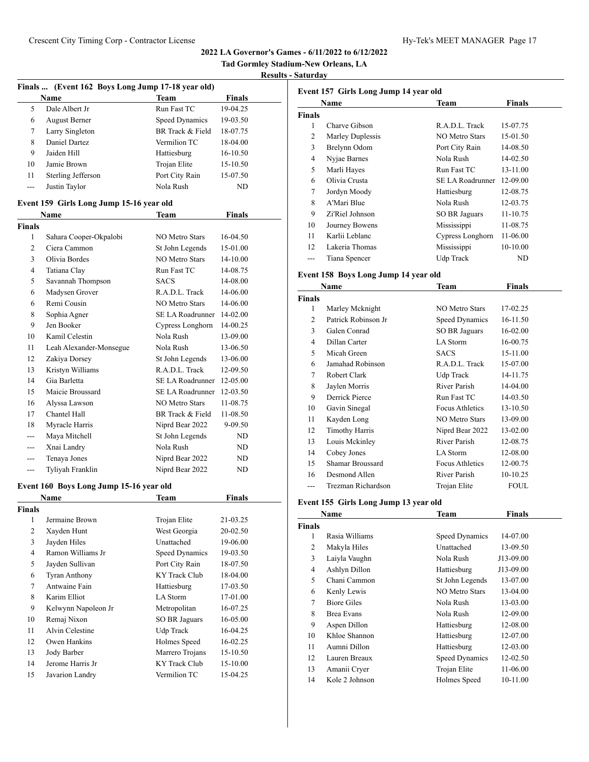**2022 LA Governor's Games - 6/11/2022 to 6/12/2022**

**Tad Gormley Stadium-New Orleans, LA**

**Results - Saturday**

### Finals ... (Event 162 Boys Long Jump 17-18 year old)

| | Name | Team | Finals |
|---|---|---|---|
| 5 | Dale Albert Jr | Run Fast TC | 19-04.25 |
| 6 | August Berner | Speed Dynamics | 19-03.50 |
| 7 | Larry Singleton | BR Track & Field | 18-07.75 |
| 8 | Daniel Dartez | Vermilion TC | 18-04.00 |
| 9 | Jaiden Hill | Hattiesburg | 16-10.50 |
| 10 | Jamie Brown | Trojan Elite | 15-10.50 |
| 11 | Sterling Jefferson | Port City Rain | 15-07.50 |
| --- | Justin Taylor | Nola Rush | ND |

### Event 159 Girls Long Jump 15-16 year old

| | Name | Team | Finals |
|---|---|---|---|
| **Finals** | | | |
| 1 | Sahara Cooper-Okpalobi | NO Metro Stars | 16-04.50 |
| 2 | Ciera Cammon | St John Legends | 15-01.00 |
| 3 | Olivia Bordes | NO Metro Stars | 14-10.00 |
| 4 | Tatiana Clay | Run Fast TC | 14-08.75 |
| 5 | Savannah Thompson | SACS | 14-08.00 |
| 6 | Madysen Grover | R.A.D.L. Track | 14-06.00 |
| 6 | Remi Cousin | NO Metro Stars | 14-06.00 |
| 8 | Sophia Agner | SE LA Roadrunner | 14-02.00 |
| 9 | Jen Booker | Cypress Longhorn | 14-00.25 |
| 10 | Kamil Celestin | Nola Rush | 13-09.00 |
| 11 | Leah Alexander-Monsegue | Nola Rush | 13-06.50 |
| 12 | Zakiya Dorsey | St John Legends | 13-06.00 |
| 13 | Kristyn Williams | R.A.D.L. Track | 12-09.50 |
| 14 | Gia Barletta | SE LA Roadrunner | 12-05.00 |
| 15 | Maicie Broussard | SE LA Roadrunner | 12-03.50 |
| 16 | Alyssa Lawson | NO Metro Stars | 11-08.75 |
| 17 | Chantel Hall | BR Track & Field | 11-08.50 |
| 18 | Myracle Harris | Niprd Bear 2022 | 9-09.50 |
| --- | Maya Mitchell | St John Legends | ND |
| --- | Xnai Landry | Nola Rush | ND |
| --- | Tenaya Jones | Niprd Bear 2022 | ND |
| --- | Tyliyah Franklin | Niprd Bear 2022 | ND |

### Event 160 Boys Long Jump 15-16 year old

| | Name | Team | Finals |
|---|---|---|---|
| **Finals** | | | |
| 1 | Jermaine Brown | Trojan Elite | 21-03.25 |
| 2 | Xayden Hunt | West Georgia | 20-02.50 |
| 3 | Jayden Hiles | Unattached | 19-06.00 |
| 4 | Ramon Williams Jr | Speed Dynamics | 19-03.50 |
| 5 | Jayden Sullivan | Port City Rain | 18-07.50 |
| 6 | Tyran Anthony | KY Track Club | 18-04.00 |
| 7 | Antwaine Fain | Hattiesburg | 17-03.50 |
| 8 | Karim Elliot | LA Storm | 17-01.00 |
| 9 | Kelwynn Napoleon Jr | Metropolitan | 16-07.25 |
| 10 | Remaj Nixon | SO BR Jaguars | 16-05.00 |
| 11 | Alvin Celestine | Udp Track | 16-04.25 |
| 12 | Owen Hankins | Holmes Speed | 16-02.25 |
| 13 | Jody Barber | Marrero Trojans | 15-10.50 |
| 14 | Jerome Harris Jr | KY Track Club | 15-10.00 |
| 15 | Javarion Landry | Vermilion TC | 15-04.25 |

### Event 157 Girls Long Jump 14 year old

| | Name | Team | Finals |
|---|---|---|---|
| **Finals** | | | |
| 1 | Charve Gibson | R.A.D.L. Track | 15-07.75 |
| 2 | Marley Duplessis | NO Metro Stars | 15-01.50 |
| 3 | Brelynn Odom | Port City Rain | 14-08.50 |
| 4 | Nyjae Barnes | Nola Rush | 14-02.50 |
| 5 | Marli Hayes | Run Fast TC | 13-11.00 |
| 6 | Olivia Crusta | SE LA Roadrunner | 12-09.00 |
| 7 | Jordyn Moody | Hattiesburg | 12-08.75 |
| 8 | A'Mari Blue | Nola Rush | 12-03.75 |
| 9 | Zi'Riel Johnson | SO BR Jaguars | 11-10.75 |
| 10 | Journey Bowens | Mississippi | 11-08.75 |
| 11 | Karlii Leblanc | Cypress Longhorn | 11-06.00 |
| 12 | Lakeria Thomas | Mississippi | 10-10.00 |
| --- | Tiana Spencer | Udp Track | ND |

### Event 158 Boys Long Jump 14 year old

| | Name | Team | Finals |
|---|---|---|---|
| **Finals** | | | |
| 1 | Marley Mcknight | NO Metro Stars | 17-02.25 |
| 2 | Patrick Robinson Jr | Speed Dynamics | 16-11.50 |
| 3 | Galen Conrad | SO BR Jaguars | 16-02.00 |
| 4 | Dillan Carter | LA Storm | 16-00.75 |
| 5 | Micah Green | SACS | 15-11.00 |
| 6 | Jamahad Robinson | R.A.D.L. Track | 15-07.00 |
| 7 | Robert Clark | Udp Track | 14-11.75 |
| 8 | Jaylen Morris | River Parish | 14-04.00 |
| 9 | Derrick Pierce | Run Fast TC | 14-03.50 |
| 10 | Gavin Sinegal | Focus Athletics | 13-10.50 |
| 11 | Kayden Long | NO Metro Stars | 13-09.00 |
| 12 | Timothy Harris | Niprd Bear 2022 | 13-02.00 |
| 13 | Louis Mckinley | River Parish | 12-08.75 |
| 14 | Cobey Jones | LA Storm | 12-08.00 |
| 15 | Shamar Broussard | Focus Athletics | 12-00.75 |
| 16 | Desmond Allen | River Parish | 10-10.25 |
| --- | Trezman Richardson | Trojan Elite | FOUL |

### Event 155 Girls Long Jump 13 year old

| | Name | Team | Finals |
|---|---|---|---|
| **Finals** | | | |
| 1 | Rasia Williams | Speed Dynamics | 14-07.00 |
| 2 | Makyla Hiles | Unattached | 13-09.50 |
| 3 | Laiyla Vaughn | Nola Rush | J13-09.00 |
| 4 | Ashlyn Dillon | Hattiesburg | J13-09.00 |
| 5 | Chani Cammon | St John Legends | 13-07.00 |
| 6 | Kenly Lewis | NO Metro Stars | 13-04.00 |
| 7 | Biore Giles | Nola Rush | 13-03.00 |
| 8 | Brea Evans | Nola Rush | 12-09.00 |
| 9 | Aspen Dillon | Hattiesburg | 12-08.00 |
| 10 | Khloe Shannon | Hattiesburg | 12-07.00 |
| 11 | Aumni Dillon | Hattiesburg | 12-03.00 |
| 12 | Lauren Breaux | Speed Dynamics | 12-02.50 |
| 13 | Amanii Cryer | Trojan Elite | 11-06.00 |
| 14 | Kole 2 Johnson | Holmes Speed | 10-11.00 |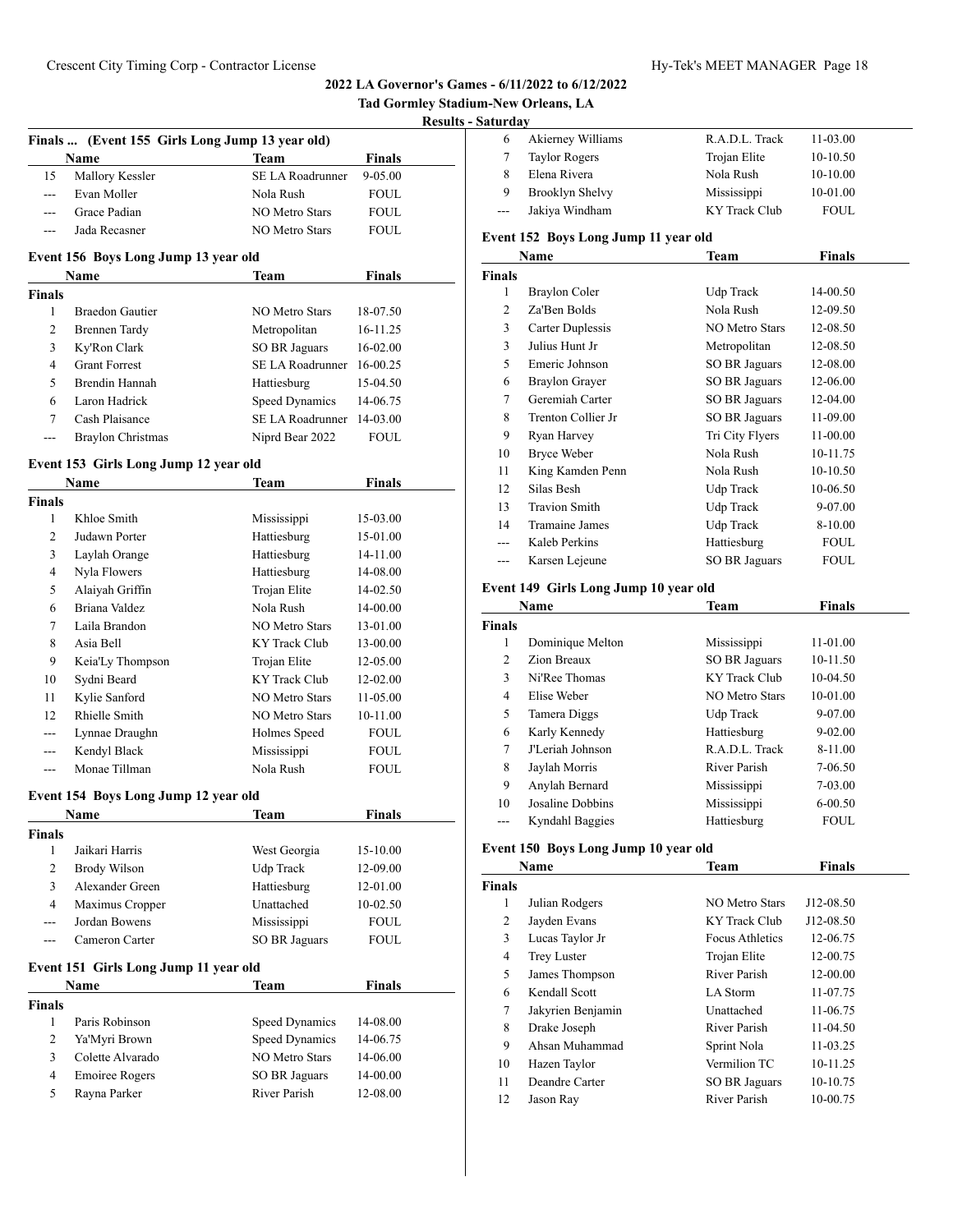**2022 LA Governor's Games - 6/11/2022 to 6/12/2022**

**Tad Gormley Stadium-New Orleans, LA**

**Results - Saturday**

### Finals ... (Event 155 Girls Long Jump 13 year old)

| | Name | Team | Finals |
|---|---|---|---|
| 15 | Mallory Kessler | SE LA Roadrunner | 9-05.00 |
| --- | Evan Moller | Nola Rush | FOUL |
| --- | Grace Padian | NO Metro Stars | FOUL |
| --- | Jada Recasner | NO Metro Stars | FOUL |

### Event 156 Boys Long Jump 13 year old

| | Name | Team | Finals |
|---|---|---|---|
| **Finals** | | | |
| 1 | Braedon Gautier | NO Metro Stars | 18-07.50 |
| 2 | Brennen Tardy | Metropolitan | 16-11.25 |
| 3 | Ky'Ron Clark | SO BR Jaguars | 16-02.00 |
| 4 | Grant Forrest | SE LA Roadrunner | 16-00.25 |
| 5 | Brendin Hannah | Hattiesburg | 15-04.50 |
| 6 | Laron Hadrick | Speed Dynamics | 14-06.75 |
| 7 | Cash Plaisance | SE LA Roadrunner | 14-03.00 |
| --- | Braylon Christmas | Niprd Bear 2022 | FOUL |

### Event 153 Girls Long Jump 12 year old

| | Name | Team | Finals |
|---|---|---|---|
| **Finals** | | | |
| 1 | Khloe Smith | Mississippi | 15-03.00 |
| 2 | Judawn Porter | Hattiesburg | 15-01.00 |
| 3 | Laylah Orange | Hattiesburg | 14-11.00 |
| 4 | Nyla Flowers | Hattiesburg | 14-08.00 |
| 5 | Alaiyah Griffin | Trojan Elite | 14-02.50 |
| 6 | Briana Valdez | Nola Rush | 14-00.00 |
| 7 | Laila Brandon | NO Metro Stars | 13-01.00 |
| 8 | Asia Bell | KY Track Club | 13-00.00 |
| 9 | Keia'Ly Thompson | Trojan Elite | 12-05.00 |
| 10 | Sydni Beard | KY Track Club | 12-02.00 |
| 11 | Kylie Sanford | NO Metro Stars | 11-05.00 |
| 12 | Rhielle Smith | NO Metro Stars | 10-11.00 |
| --- | Lynnae Draughn | Holmes Speed | FOUL |
| --- | Kendyl Black | Mississippi | FOUL |
| --- | Monae Tillman | Nola Rush | FOUL |

### Event 154 Boys Long Jump 12 year old

| | Name | Team | Finals |
|---|---|---|---|
| **Finals** | | | |
| 1 | Jaikari Harris | West Georgia | 15-10.00 |
| 2 | Brody Wilson | Udp Track | 12-09.00 |
| 3 | Alexander Green | Hattiesburg | 12-01.00 |
| 4 | Maximus Cropper | Unattached | 10-02.50 |
| --- | Jordan Bowens | Mississippi | FOUL |
| --- | Cameron Carter | SO BR Jaguars | FOUL |

### Event 151 Girls Long Jump 11 year old

| | Name | Team | Finals |
|---|---|---|---|
| **Finals** | | | |
| 1 | Paris Robinson | Speed Dynamics | 14-08.00 |
| 2 | Ya'Myri Brown | Speed Dynamics | 14-06.75 |
| 3 | Colette Alvarado | NO Metro Stars | 14-06.00 |
| 4 | Emoiree Rogers | SO BR Jaguars | 14-00.00 |
| 5 | Rayna Parker | River Parish | 12-08.00 |
| 6 | Akierney Williams | R.A.D.L. Track | 11-03.00 |
| 7 | Taylor Rogers | Trojan Elite | 10-10.50 |
| 8 | Elena Rivera | Nola Rush | 10-10.00 |
| 9 | Brooklyn Shelvy | Mississippi | 10-01.00 |
| --- | Jakiya Windham | KY Track Club | FOUL |

### Event 152 Boys Long Jump 11 year old

| | Name | Team | Finals |
|---|---|---|---|
| **Finals** | | | |
| 1 | Braylon Coler | Udp Track | 14-00.50 |
| 2 | Za'Ben Bolds | Nola Rush | 12-09.50 |
| 3 | Carter Duplessis | NO Metro Stars | 12-08.50 |
| 3 | Julius Hunt Jr | Metropolitan | 12-08.50 |
| 5 | Emeric Johnson | SO BR Jaguars | 12-08.00 |
| 6 | Braylon Grayer | SO BR Jaguars | 12-06.00 |
| 7 | Geremiah Carter | SO BR Jaguars | 12-04.00 |
| 8 | Trenton Collier Jr | SO BR Jaguars | 11-09.00 |
| 9 | Ryan Harvey | Tri City Flyers | 11-00.00 |
| 10 | Bryce Weber | Nola Rush | 10-11.75 |
| 11 | King Kamden Penn | Nola Rush | 10-10.50 |
| 12 | Silas Besh | Udp Track | 10-06.50 |
| 13 | Travion Smith | Udp Track | 9-07.00 |
| 14 | Tramaine James | Udp Track | 8-10.00 |
| --- | Kaleb Perkins | Hattiesburg | FOUL |
| --- | Karsen Lejeune | SO BR Jaguars | FOUL |

### Event 149 Girls Long Jump 10 year old

| | Name | Team | Finals |
|---|---|---|---|
| **Finals** | | | |
| 1 | Dominique Melton | Mississippi | 11-01.00 |
| 2 | Zion Breaux | SO BR Jaguars | 10-11.50 |
| 3 | Ni'Ree Thomas | KY Track Club | 10-04.50 |
| 4 | Elise Weber | NO Metro Stars | 10-01.00 |
| 5 | Tamera Diggs | Udp Track | 9-07.00 |
| 6 | Karly Kennedy | Hattiesburg | 9-02.00 |
| 7 | J'Leriah Johnson | R.A.D.L. Track | 8-11.00 |
| 8 | Jaylah Morris | River Parish | 7-06.50 |
| 9 | Anylah Bernard | Mississippi | 7-03.00 |
| 10 | Josaline Dobbins | Mississippi | 6-00.50 |
| --- | Kyndahl Baggies | Hattiesburg | FOUL |

### Event 150 Boys Long Jump 10 year old

| | Name | Team | Finals |
|---|---|---|---|
| **Finals** | | | |
| 1 | Julian Rodgers | NO Metro Stars | J12-08.50 |
| 2 | Jayden Evans | KY Track Club | J12-08.50 |
| 3 | Lucas Taylor Jr | Focus Athletics | 12-06.75 |
| 4 | Trey Luster | Trojan Elite | 12-00.75 |
| 5 | James Thompson | River Parish | 12-00.00 |
| 6 | Kendall Scott | LA Storm | 11-07.75 |
| 7 | Jakyrien Benjamin | Unattached | 11-06.75 |
| 8 | Drake Joseph | River Parish | 11-04.50 |
| 9 | Ahsan Muhammad | Sprint Nola | 11-03.25 |
| 10 | Hazen Taylor | Vermilion TC | 10-11.25 |
| 11 | Deandre Carter | SO BR Jaguars | 10-10.75 |
| 12 | Jason Ray | River Parish | 10-00.75 |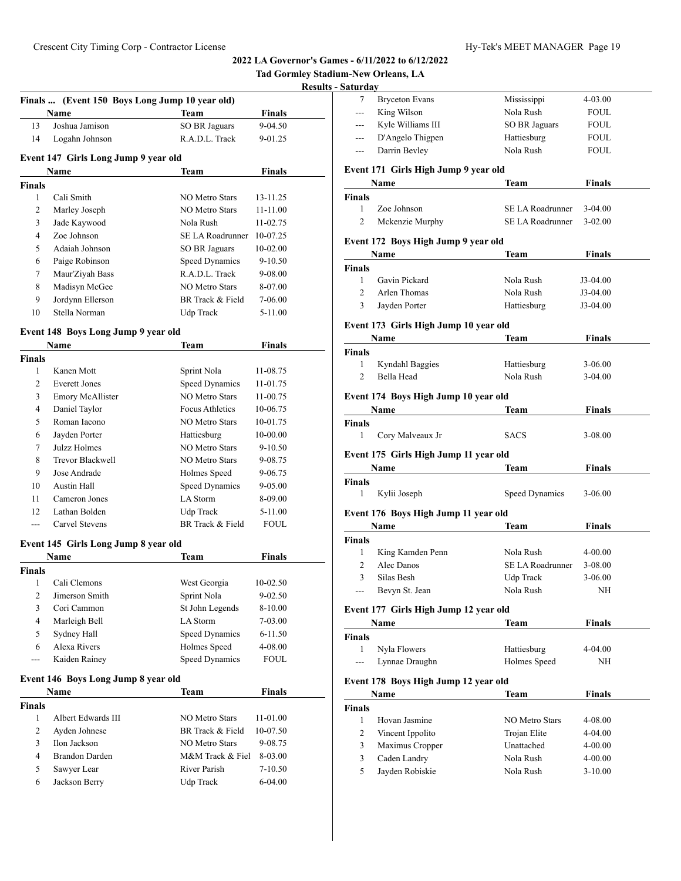# 2022 LA Governor's Games - 6/11/2022 to 6/12/2022

## Tad Gormley Stadium-New Orleans, LA

### Results - Saturday

**Finals ... (Event 150 Boys Long Jump 10 year old)**

| | Name | Team | Finals |
|---|---|---|---|
| 13 | Joshua Jamison | SO BR Jaguars | 9-04.50 |
| 14 | Logahn Johnson | R.A.D.L. Track | 9-01.25 |

**Event 147 Girls Long Jump 9 year old**

| | Name | Team | Finals |
|---|---|---|---|
| **Finals** | | | |
| 1 | Cali Smith | NO Metro Stars | 13-11.25 |
| 2 | Marley Joseph | NO Metro Stars | 11-11.00 |
| 3 | Jade Kaywood | Nola Rush | 11-02.75 |
| 4 | Zoe Johnson | SE LA Roadrunner | 10-07.25 |
| 5 | Adaiah Johnson | SO BR Jaguars | 10-02.00 |
| 6 | Paige Robinson | Speed Dynamics | 9-10.50 |
| 7 | Maur'Ziyah Bass | R.A.D.L. Track | 9-08.00 |
| 8 | Madisyn McGee | NO Metro Stars | 8-07.00 |
| 9 | Jordynn Ellerson | BR Track & Field | 7-06.00 |
| 10 | Stella Norman | Udp Track | 5-11.00 |

**Event 148 Boys Long Jump 9 year old**

| | Name | Team | Finals |
|---|---|---|---|
| **Finals** | | | |
| 1 | Kanen Mott | Sprint Nola | 11-08.75 |
| 2 | Everett Jones | Speed Dynamics | 11-01.75 |
| 3 | Emory McAllister | NO Metro Stars | 11-00.75 |
| 4 | Daniel Taylor | Focus Athletics | 10-06.75 |
| 5 | Roman Iacono | NO Metro Stars | 10-01.75 |
| 6 | Jayden Porter | Hattiesburg | 10-00.00 |
| 7 | Julzz Holmes | NO Metro Stars | 9-10.50 |
| 8 | Trevor Blackwell | NO Metro Stars | 9-08.75 |
| 9 | Jose Andrade | Holmes Speed | 9-06.75 |
| 10 | Austin Hall | Speed Dynamics | 9-05.00 |
| 11 | Cameron Jones | LA Storm | 8-09.00 |
| 12 | Lathan Bolden | Udp Track | 5-11.00 |
| --- | Carvel Stevens | BR Track & Field | FOUL |

**Event 145 Girls Long Jump 8 year old**

| | Name | Team | Finals |
|---|---|---|---|
| **Finals** | | | |
| 1 | Cali Clemons | West Georgia | 10-02.50 |
| 2 | Jimerson Smith | Sprint Nola | 9-02.50 |
| 3 | Cori Cammon | St John Legends | 8-10.00 |
| 4 | Marleigh Bell | LA Storm | 7-03.00 |
| 5 | Sydney Hall | Speed Dynamics | 6-11.50 |
| 6 | Alexa Rivers | Holmes Speed | 4-08.00 |
| --- | Kaiden Rainey | Speed Dynamics | FOUL |

**Event 146 Boys Long Jump 8 year old**

| | Name | Team | Finals |
|---|---|---|---|
| **Finals** | | | |
| 1 | Albert Edwards III | NO Metro Stars | 11-01.00 |
| 2 | Ayden Johnese | BR Track & Field | 10-07.50 |
| 3 | Ilon Jackson | NO Metro Stars | 9-08.75 |
| 4 | Brandon Darden | M&M Track & Fiel | 8-03.00 |
| 5 | Sawyer Lear | River Parish | 7-10.50 |
| 6 | Jackson Berry | Udp Track | 6-04.00 |
| 7 | Bryceton Evans | Mississippi | 4-03.00 |
| --- | King Wilson | Nola Rush | FOUL |
| --- | Kyle Williams III | SO BR Jaguars | FOUL |
| --- | D'Angelo Thigpen | Hattiesburg | FOUL |
| --- | Darrin Bevley | Nola Rush | FOUL |

**Event 171 Girls High Jump 9 year old**

| | Name | Team | Finals |
|---|---|---|---|
| **Finals** | | | |
| 1 | Zoe Johnson | SE LA Roadrunner | 3-04.00 |
| 2 | Mckenzie Murphy | SE LA Roadrunner | 3-02.00 |

**Event 172 Boys High Jump 9 year old**

| | Name | Team | Finals |
|---|---|---|---|
| **Finals** | | | |
| 1 | Gavin Pickard | Nola Rush | J3-04.00 |
| 2 | Arlen Thomas | Nola Rush | J3-04.00 |
| 3 | Jayden Porter | Hattiesburg | J3-04.00 |

**Event 173 Girls High Jump 10 year old**

| | Name | Team | Finals |
|---|---|---|---|
| **Finals** | | | |
| 1 | Kyndahl Baggies | Hattiesburg | 3-06.00 |
| 2 | Bella Head | Nola Rush | 3-04.00 |

**Event 174 Boys High Jump 10 year old**

| | Name | Team | Finals |
|---|---|---|---|
| **Finals** | | | |
| 1 | Cory Malveaux Jr | SACS | 3-08.00 |

**Event 175 Girls High Jump 11 year old**

| | Name | Team | Finals |
|---|---|---|---|
| **Finals** | | | |
| 1 | Kylii Joseph | Speed Dynamics | 3-06.00 |

**Event 176 Boys High Jump 11 year old**

| | Name | Team | Finals |
|---|---|---|---|
| **Finals** | | | |
| 1 | King Kamden Penn | Nola Rush | 4-00.00 |
| 2 | Alec Danos | SE LA Roadrunner | 3-08.00 |
| 3 | Silas Besh | Udp Track | 3-06.00 |
| --- | Bevyn St. Jean | Nola Rush | NH |

**Event 177 Girls High Jump 12 year old**

| | Name | Team | Finals |
|---|---|---|---|
| **Finals** | | | |
| 1 | Nyla Flowers | Hattiesburg | 4-04.00 |
| --- | Lynnae Draughn | Holmes Speed | NH |

**Event 178 Boys High Jump 12 year old**

| | Name | Team | Finals |
|---|---|---|---|
| **Finals** | | | |
| 1 | Hovan Jasmine | NO Metro Stars | 4-08.00 |
| 2 | Vincent Ippolito | Trojan Elite | 4-04.00 |
| 3 | Maximus Cropper | Unattached | 4-00.00 |
| 3 | Caden Landry | Nola Rush | 4-00.00 |
| 5 | Jayden Robiskie | Nola Rush | 3-10.00 |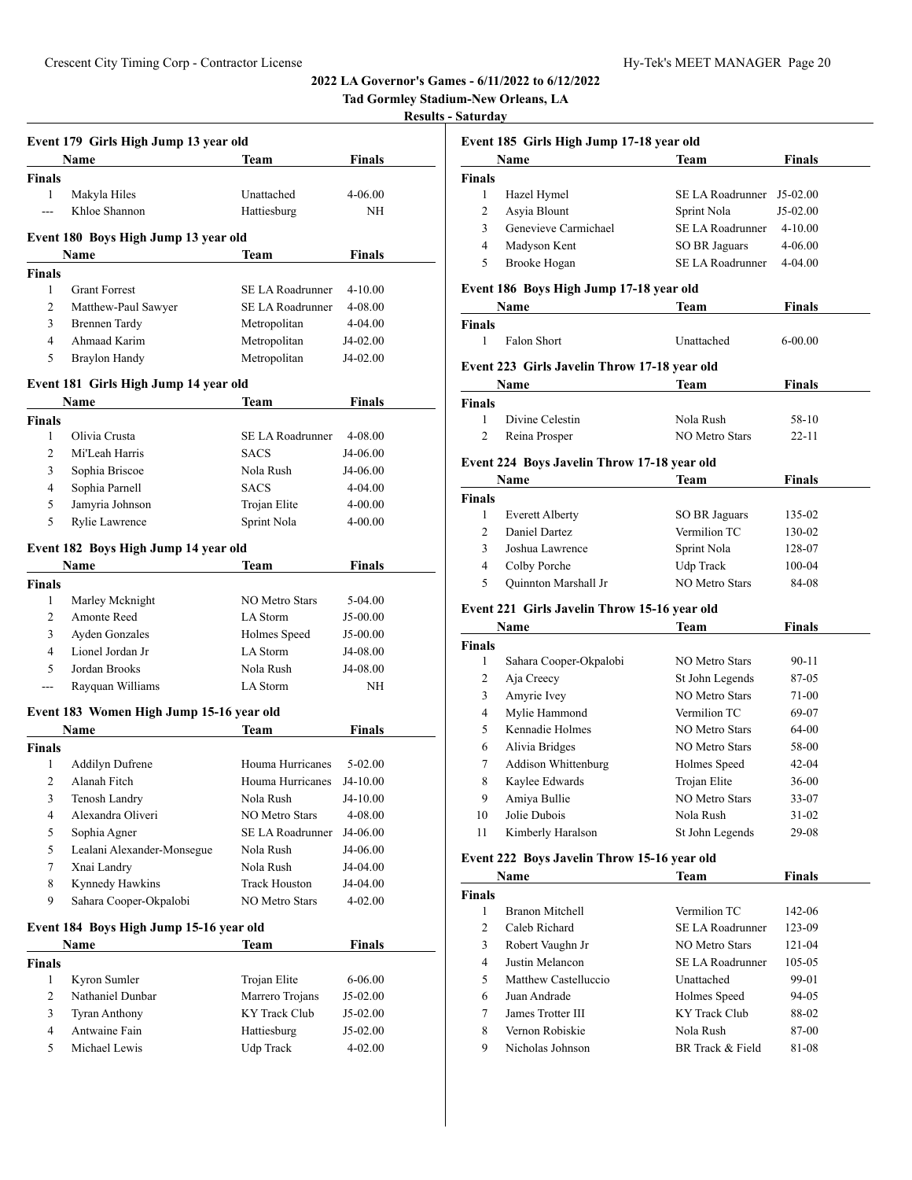# 2022 LA Governor's Games - 6/11/2022 to 6/12/2022

**Tad Gormley Stadium-New Orleans, LA**

**Results - Saturday**

### Event 179 Girls High Jump 13 year old

| | Name | Team | Finals |
|---|---|---|---|
| **Finals** | | | |
| 1 | Makyla Hiles | Unattached | 4-06.00 |
| --- | Khloe Shannon | Hattiesburg | NH |

### Event 180 Boys High Jump 13 year old

| | Name | Team | Finals |
|---|---|---|---|
| **Finals** | | | |
| 1 | Grant Forrest | SE LA Roadrunner | 4-10.00 |
| 2 | Matthew-Paul Sawyer | SE LA Roadrunner | 4-08.00 |
| 3 | Brennen Tardy | Metropolitan | 4-04.00 |
| 4 | Ahmaad Karim | Metropolitan | J4-02.00 |
| 5 | Braylon Handy | Metropolitan | J4-02.00 |

### Event 181 Girls High Jump 14 year old

| | Name | Team | Finals |
|---|---|---|---|
| **Finals** | | | |
| 1 | Olivia Crusta | SE LA Roadrunner | 4-08.00 |
| 2 | Mi'Leah Harris | SACS | J4-06.00 |
| 3 | Sophia Briscoe | Nola Rush | J4-06.00 |
| 4 | Sophia Parnell | SACS | 4-04.00 |
| 5 | Jamyria Johnson | Trojan Elite | 4-00.00 |
| 5 | Rylie Lawrence | Sprint Nola | 4-00.00 |

### Event 182 Boys High Jump 14 year old

| | Name | Team | Finals |
|---|---|---|---|
| **Finals** | | | |
| 1 | Marley Mcknight | NO Metro Stars | 5-04.00 |
| 2 | Amonte Reed | LA Storm | J5-00.00 |
| 3 | Ayden Gonzales | Holmes Speed | J5-00.00 |
| 4 | Lionel Jordan Jr | LA Storm | J4-08.00 |
| 5 | Jordan Brooks | Nola Rush | J4-08.00 |
| --- | Rayquan Williams | LA Storm | NH |

### Event 183 Women High Jump 15-16 year old

| | Name | Team | Finals |
|---|---|---|---|
| **Finals** | | | |
| 1 | Addilyn Dufrene | Houma Hurricanes | 5-02.00 |
| 2 | Alanah Fitch | Houma Hurricanes | J4-10.00 |
| 3 | Tenosh Landry | Nola Rush | J4-10.00 |
| 4 | Alexandra Oliveri | NO Metro Stars | 4-08.00 |
| 5 | Sophia Agner | SE LA Roadrunner | J4-06.00 |
| 5 | Lealani Alexander-Monsegue | Nola Rush | J4-06.00 |
| 7 | Xnai Landry | Nola Rush | J4-04.00 |
| 8 | Kynnedy Hawkins | Track Houston | J4-04.00 |
| 9 | Sahara Cooper-Okpalobi | NO Metro Stars | 4-02.00 |

### Event 184 Boys High Jump 15-16 year old

| | Name | Team | Finals |
|---|---|---|---|
| **Finals** | | | |
| 1 | Kyron Sumler | Trojan Elite | 6-06.00 |
| 2 | Nathaniel Dunbar | Marrero Trojans | J5-02.00 |
| 3 | Tyran Anthony | KY Track Club | J5-02.00 |
| 4 | Antwaine Fain | Hattiesburg | J5-02.00 |
| 5 | Michael Lewis | Udp Track | 4-02.00 |

### Event 185 Girls High Jump 17-18 year old

| | Name | Team | Finals |
|---|---|---|---|
| **Finals** | | | |
| 1 | Hazel Hymel | SE LA Roadrunner | J5-02.00 |
| 2 | Asyia Blount | Sprint Nola | J5-02.00 |
| 3 | Genevieve Carmichael | SE LA Roadrunner | 4-10.00 |
| 4 | Madyson Kent | SO BR Jaguars | 4-06.00 |
| 5 | Brooke Hogan | SE LA Roadrunner | 4-04.00 |

### Event 186 Boys High Jump 17-18 year old

| | Name | Team | Finals |
|---|---|---|---|
| **Finals** | | | |
| 1 | Falon Short | Unattached | 6-00.00 |

### Event 223 Girls Javelin Throw 17-18 year old

| | Name | Team | Finals |
|---|---|---|---|
| **Finals** | | | |
| 1 | Divine Celestin | Nola Rush | 58-10 |
| 2 | Reina Prosper | NO Metro Stars | 22-11 |

### Event 224 Boys Javelin Throw 17-18 year old

| | Name | Team | Finals |
|---|---|---|---|
| **Finals** | | | |
| 1 | Everett Alberty | SO BR Jaguars | 135-02 |
| 2 | Daniel Dartez | Vermilion TC | 130-02 |
| 3 | Joshua Lawrence | Sprint Nola | 128-07 |
| 4 | Colby Porche | Udp Track | 100-04 |
| 5 | Quinnton Marshall Jr | NO Metro Stars | 84-08 |

### Event 221 Girls Javelin Throw 15-16 year old

| | Name | Team | Finals |
|---|---|---|---|
| **Finals** | | | |
| 1 | Sahara Cooper-Okpalobi | NO Metro Stars | 90-11 |
| 2 | Aja Creecy | St John Legends | 87-05 |
| 3 | Amyrie Ivey | NO Metro Stars | 71-00 |
| 4 | Mylie Hammond | Vermilion TC | 69-07 |
| 5 | Kennadie Holmes | NO Metro Stars | 64-00 |
| 6 | Alivia Bridges | NO Metro Stars | 58-00 |
| 7 | Addison Whittenburg | Holmes Speed | 42-04 |
| 8 | Kaylee Edwards | Trojan Elite | 36-00 |
| 9 | Amiya Bullie | NO Metro Stars | 33-07 |
| 10 | Jolie Dubois | Nola Rush | 31-02 |
| 11 | Kimberly Haralson | St John Legends | 29-08 |

### Event 222 Boys Javelin Throw 15-16 year old

| | Name | Team | Finals |
|---|---|---|---|
| **Finals** | | | |
| 1 | Branon Mitchell | Vermilion TC | 142-06 |
| 2 | Caleb Richard | SE LA Roadrunner | 123-09 |
| 3 | Robert Vaughn Jr | NO Metro Stars | 121-04 |
| 4 | Justin Melancon | SE LA Roadrunner | 105-05 |
| 5 | Matthew Castelluccio | Unattached | 99-01 |
| 6 | Juan Andrade | Holmes Speed | 94-05 |
| 7 | James Trotter III | KY Track Club | 88-02 |
| 8 | Vernon Robiskie | Nola Rush | 87-00 |
| 9 | Nicholas Johnson | BR Track & Field | 81-08 |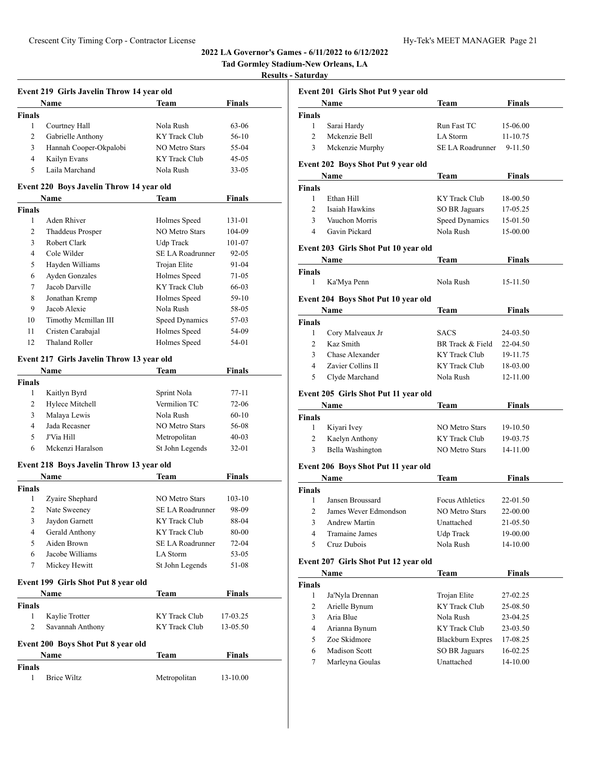## 2022 LA Governor's Games - 6/11/2022 to 6/12/2022

### Tad Gormley Stadium-New Orleans, LA

### Results - Saturday

#### Event 219 Girls Javelin Throw 14 year old

| | Name | Team | Finals |
|---|---|---|---|
| **Finals** | | | |
| 1 | Courtney Hall | Nola Rush | 63-06 |
| 2 | Gabrielle Anthony | KY Track Club | 56-10 |
| 3 | Hannah Cooper-Okpalobi | NO Metro Stars | 55-04 |
| 4 | Kailyn Evans | KY Track Club | 45-05 |
| 5 | Laila Marchand | Nola Rush | 33-05 |

#### Event 220 Boys Javelin Throw 14 year old

| | Name | Team | Finals |
|---|---|---|---|
| **Finals** | | | |
| 1 | Aden Rhiver | Holmes Speed | 131-01 |
| 2 | Thaddeus Prosper | NO Metro Stars | 104-09 |
| 3 | Robert Clark | Udp Track | 101-07 |
| 4 | Cole Wilder | SE LA Roadrunner | 92-05 |
| 5 | Hayden Williams | Trojan Elite | 91-04 |
| 6 | Ayden Gonzales | Holmes Speed | 71-05 |
| 7 | Jacob Darville | KY Track Club | 66-03 |
| 8 | Jonathan Kremp | Holmes Speed | 59-10 |
| 9 | Jacob Alexie | Nola Rush | 58-05 |
| 10 | Timothy Mcmillan III | Speed Dynamics | 57-03 |
| 11 | Cristen Carabajal | Holmes Speed | 54-09 |
| 12 | Thaland Roller | Holmes Speed | 54-01 |

#### Event 217 Girls Javelin Throw 13 year old

| | Name | Team | Finals |
|---|---|---|---|
| **Finals** | | | |
| 1 | Kaitlyn Byrd | Sprint Nola | 77-11 |
| 2 | Hylece Mitchell | Vermilion TC | 72-06 |
| 3 | Malaya Lewis | Nola Rush | 60-10 |
| 4 | Jada Recasner | NO Metro Stars | 56-08 |
| 5 | J'Via Hill | Metropolitan | 40-03 |
| 6 | Mckenzi Haralson | St John Legends | 32-01 |

#### Event 218 Boys Javelin Throw 13 year old

| | Name | Team | Finals |
|---|---|---|---|
| **Finals** | | | |
| 1 | Zyaire Shephard | NO Metro Stars | 103-10 |
| 2 | Nate Sweeney | SE LA Roadrunner | 98-09 |
| 3 | Jaydon Garnett | KY Track Club | 88-04 |
| 4 | Gerald Anthony | KY Track Club | 80-00 |
| 5 | Aiden Brown | SE LA Roadrunner | 72-04 |
| 6 | Jacobe Williams | LA Storm | 53-05 |
| 7 | Mickey Hewitt | St John Legends | 51-08 |

#### Event 199 Girls Shot Put 8 year old

| | Name | Team | Finals |
|---|---|---|---|
| **Finals** | | | |
| 1 | Kaylie Trotter | KY Track Club | 17-03.25 |
| 2 | Savannah Anthony | KY Track Club | 13-05.50 |

#### Event 200 Boys Shot Put 8 year old

| | Name | Team | Finals |
|---|---|---|---|
| **Finals** | | | |
| 1 | Brice Wiltz | Metropolitan | 13-10.00 |

#### Event 201 Girls Shot Put 9 year old

| | Name | Team | Finals |
|---|---|---|---|
| **Finals** | | | |
| 1 | Sarai Hardy | Run Fast TC | 15-06.00 |
| 2 | Mckenzie Bell | LA Storm | 11-10.75 |
| 3 | Mckenzie Murphy | SE LA Roadrunner | 9-11.50 |

#### Event 202 Boys Shot Put 9 year old

| | Name | Team | Finals |
|---|---|---|---|
| **Finals** | | | |
| 1 | Ethan Hill | KY Track Club | 18-00.50 |
| 2 | Isaiah Hawkins | SO BR Jaguars | 17-05.25 |
| 3 | Vauchon Morris | Speed Dynamics | 15-01.50 |
| 4 | Gavin Pickard | Nola Rush | 15-00.00 |

#### Event 203 Girls Shot Put 10 year old

| | Name | Team | Finals |
|---|---|---|---|
| **Finals** | | | |
| 1 | Ka'Mya Penn | Nola Rush | 15-11.50 |

#### Event 204 Boys Shot Put 10 year old

| | Name | Team | Finals |
|---|---|---|---|
| **Finals** | | | |
| 1 | Cory Malveaux Jr | SACS | 24-03.50 |
| 2 | Kaz Smith | BR Track & Field | 22-04.50 |
| 3 | Chase Alexander | KY Track Club | 19-11.75 |
| 4 | Zavier Collins II | KY Track Club | 18-03.00 |
| 5 | Clyde Marchand | Nola Rush | 12-11.00 |

#### Event 205 Girls Shot Put 11 year old

| | Name | Team | Finals |
|---|---|---|---|
| **Finals** | | | |
| 1 | Kiyari Ivey | NO Metro Stars | 19-10.50 |
| 2 | Kaelyn Anthony | KY Track Club | 19-03.75 |
| 3 | Bella Washington | NO Metro Stars | 14-11.00 |

#### Event 206 Boys Shot Put 11 year old

| | Name | Team | Finals |
|---|---|---|---|
| **Finals** | | | |
| 1 | Jansen Broussard | Focus Athletics | 22-01.50 |
| 2 | James Wever Edmondson | NO Metro Stars | 22-00.00 |
| 3 | Andrew Martin | Unattached | 21-05.50 |
| 4 | Tramaine James | Udp Track | 19-00.00 |
| 5 | Cruz Dubois | Nola Rush | 14-10.00 |

#### Event 207 Girls Shot Put 12 year old

| | Name | Team | Finals |
|---|---|---|---|
| **Finals** | | | |
| 1 | Ja'Nyla Drennan | Trojan Elite | 27-02.25 |
| 2 | Arielle Bynum | KY Track Club | 25-08.50 |
| 3 | Aria Blue | Nola Rush | 23-04.25 |
| 4 | Arianna Bynum | KY Track Club | 23-03.50 |
| 5 | Zoe Skidmore | Blackburn Expres | 17-08.25 |
| 6 | Madison Scott | SO BR Jaguars | 16-02.25 |
| 7 | Marleyna Goulas | Unattached | 14-10.00 |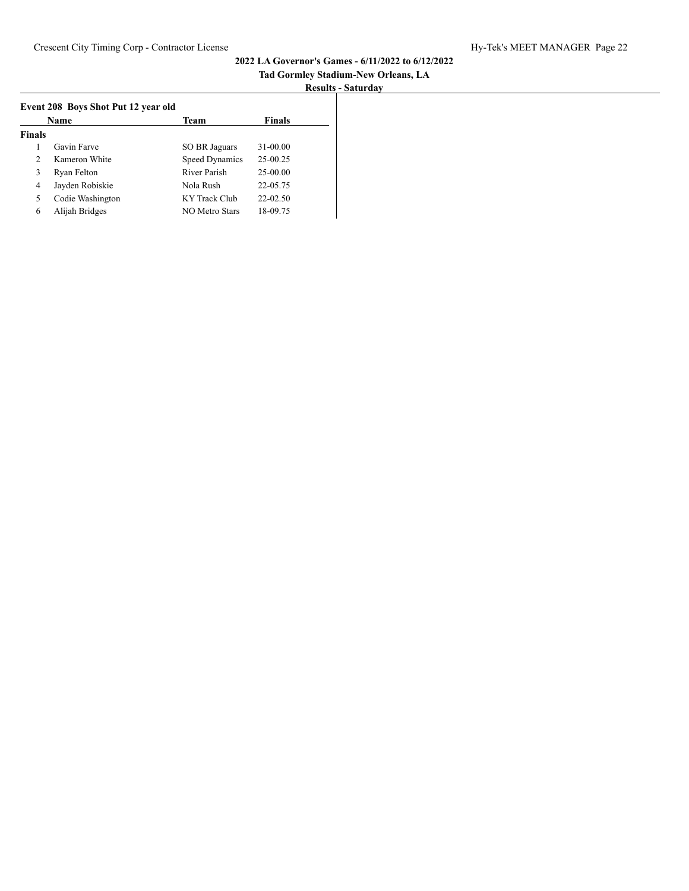**2022 LA Governor's Games - 6/11/2022 to 6/12/2022**

**Tad Gormley Stadium-New Orleans, LA**

**Results - Saturday**

### Event 208 Boys Shot Put 12 year old

| | Name | Team | Finals |
|---|---|---|---|
| **Finals** | | | |
| 1 | Gavin Farve | SO BR Jaguars | 31-00.00 |
| 2 | Kameron White | Speed Dynamics | 25-00.25 |
| 3 | Ryan Felton | River Parish | 25-00.00 |
| 4 | Jayden Robiskie | Nola Rush | 22-05.75 |
| 5 | Codie Washington | KY Track Club | 22-02.50 |
| 6 | Alijah Bridges | NO Metro Stars | 18-09.75 |